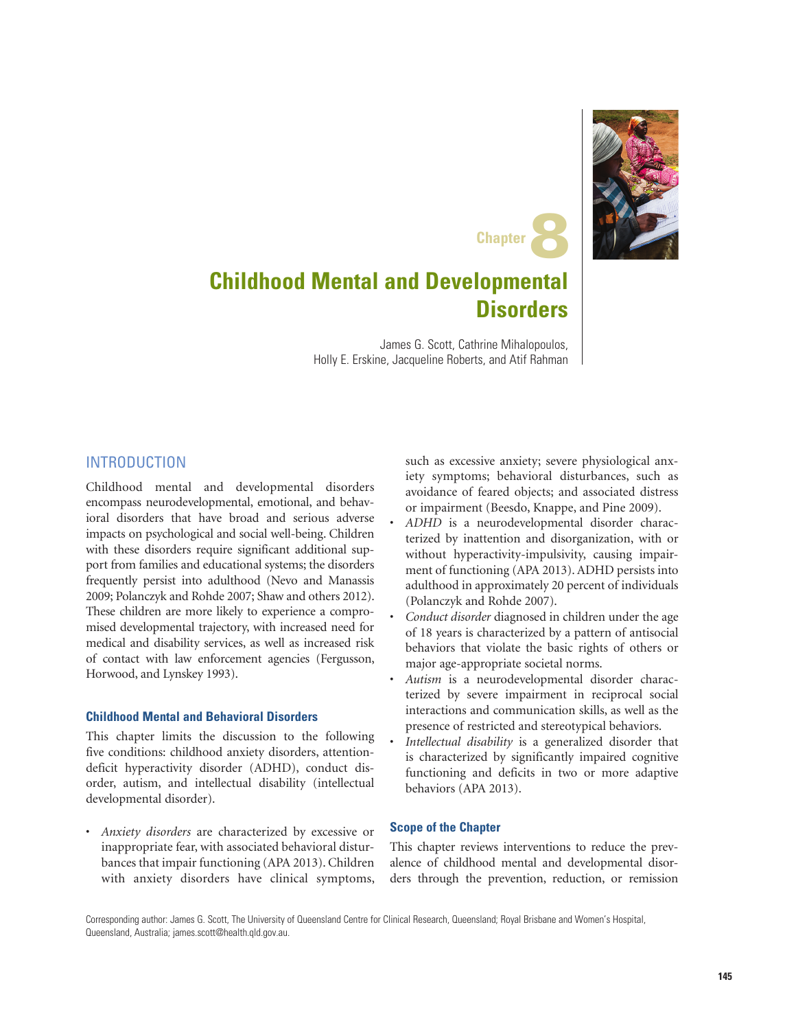Chapter 8

# Childhood Mental and Developmental Disorders

James G. Scott, Cathrine Mihalopoulos, Holly E. Erskine, Jacqueline Roberts, and Atif Rahman

## INTRODUCTION

Childhood mental and developmental disorders encompass neurodevelopmental, emotional, and behavioral disorders that have broad and serious adverse impacts on psychological and social well-being. Children with these disorders require significant additional support from families and educational systems; the disorders frequently persist into adulthood (Nevo and Manassis 2009; Polanczyk and Rohde 2007; Shaw and others 2012). These children are more likely to experience a compromised developmental trajectory, with increased need for medical and disability services, as well as increased risk of contact with law enforcement agencies (Fergusson, Horwood, and Lynskey 1993).

### Childhood Mental and Behavioral Disorders

This chapter limits the discussion to the following five conditions: childhood anxiety disorders, attention-deficit hyperactivity disorder (ADHD), conduct disorder, autism, and intellectual disability (intellectual developmental disorder).

- *Anxiety disorders* are characterized by excessive or inappropriate fear, with associated behavioral disturbances that impair functioning (APA 2013). Children with anxiety disorders have clinical symptoms, such as excessive anxiety; severe physiological anxiety symptoms; behavioral disturbances, such as avoidance of feared objects; and associated distress or impairment (Beesdo, Knappe, and Pine 2009).
- *ADHD* is a neurodevelopmental disorder characterized by inattention and disorganization, with or without hyperactivity-impulsivity, causing impairment of functioning (APA 2013). ADHD persists into adulthood in approximately 20 percent of individuals (Polanczyk and Rohde 2007).
- *Conduct disorder* diagnosed in children under the age of 18 years is characterized by a pattern of antisocial behaviors that violate the basic rights of others or major age-appropriate societal norms.
- *Autism* is a neurodevelopmental disorder characterized by severe impairment in reciprocal social interactions and communication skills, as well as the presence of restricted and stereotypical behaviors.
- *Intellectual disability* is a generalized disorder that is characterized by significantly impaired cognitive functioning and deficits in two or more adaptive behaviors (APA 2013).

### Scope of the Chapter

This chapter reviews interventions to reduce the prevalence of childhood mental and developmental disorders through the prevention, reduction, or remission

Corresponding author: James G. Scott, The University of Queensland Centre for Clinical Research, Queensland; Royal Brisbane and Women's Hospital, Queensland, Australia; james.scott@health.qld.gov.au.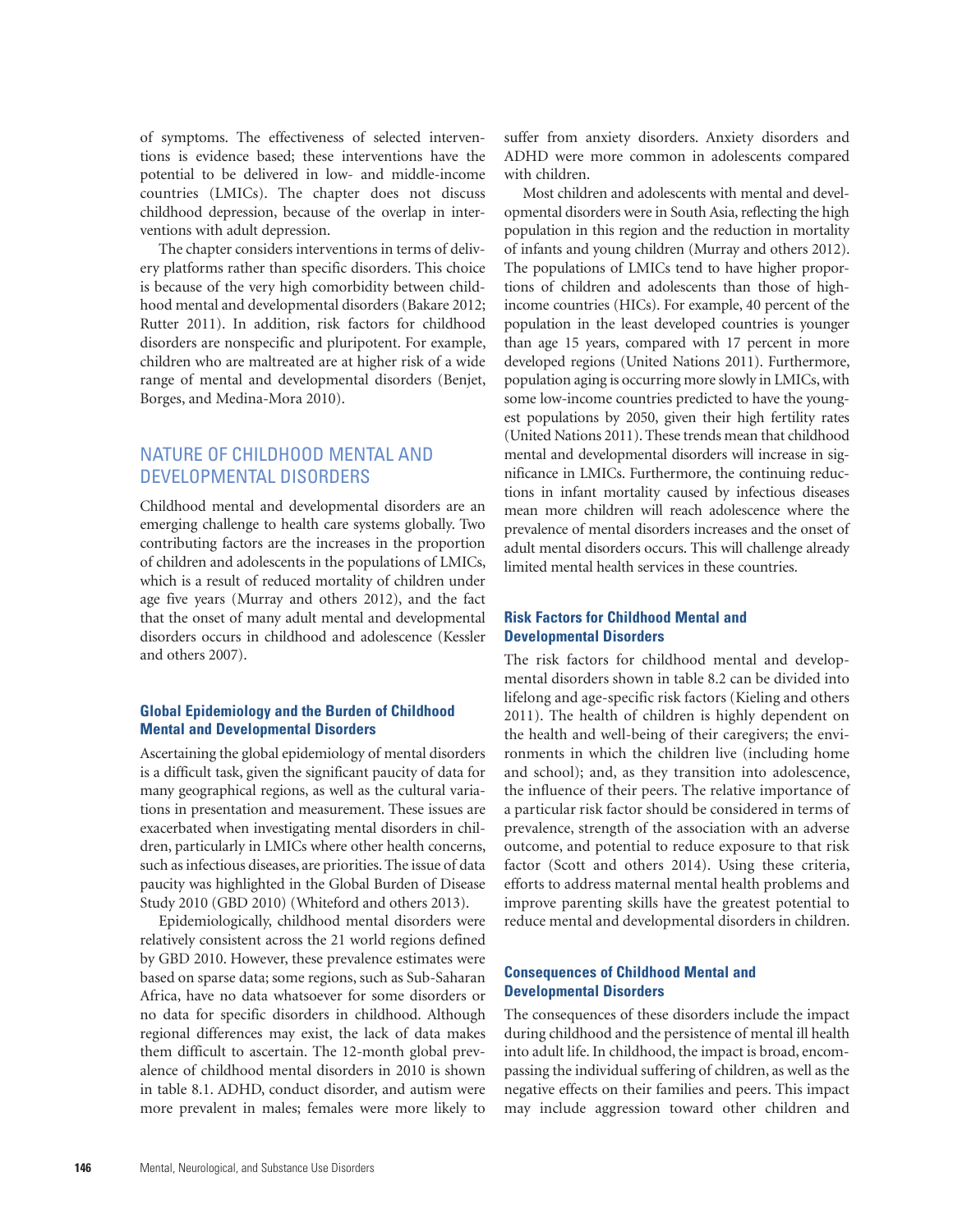of symptoms. The effectiveness of selected interventions is evidence based; these interventions have the potential to be delivered in low- and middle-income countries (LMICs). The chapter does not discuss childhood depression, because of the overlap in interventions with adult depression.

The chapter considers interventions in terms of delivery platforms rather than specific disorders. This choice is because of the very high comorbidity between childhood mental and developmental disorders (Bakare 2012; Rutter 2011). In addition, risk factors for childhood disorders are nonspecific and pluripotent. For example, children who are maltreated are at higher risk of a wide range of mental and developmental disorders (Benjet, Borges, and Medina-Mora 2010).

## NATURE OF CHILDHOOD MENTAL AND DEVELOPMENTAL DISORDERS

Childhood mental and developmental disorders are an emerging challenge to health care systems globally. Two contributing factors are the increases in the proportion of children and adolescents in the populations of LMICs, which is a result of reduced mortality of children under age five years (Murray and others 2012), and the fact that the onset of many adult mental and developmental disorders occurs in childhood and adolescence (Kessler and others 2007).

### Global Epidemiology and the Burden of Childhood Mental and Developmental Disorders

Ascertaining the global epidemiology of mental disorders is a difficult task, given the significant paucity of data for many geographical regions, as well as the cultural variations in presentation and measurement. These issues are exacerbated when investigating mental disorders in children, particularly in LMICs where other health concerns, such as infectious diseases, are priorities. The issue of data paucity was highlighted in the Global Burden of Disease Study 2010 (GBD 2010) (Whiteford and others 2013).

Epidemiologically, childhood mental disorders were relatively consistent across the 21 world regions defined by GBD 2010. However, these prevalence estimates were based on sparse data; some regions, such as Sub-Saharan Africa, have no data whatsoever for some disorders or no data for specific disorders in childhood. Although regional differences may exist, the lack of data makes them difficult to ascertain. The 12-month global prevalence of childhood mental disorders in 2010 is shown in table 8.1. ADHD, conduct disorder, and autism were more prevalent in males; females were more likely to suffer from anxiety disorders. Anxiety disorders and ADHD were more common in adolescents compared with children.

Most children and adolescents with mental and developmental disorders were in South Asia, reflecting the high population in this region and the reduction in mortality of infants and young children (Murray and others 2012). The populations of LMICs tend to have higher proportions of children and adolescents than those of high-income countries (HICs). For example, 40 percent of the population in the least developed countries is younger than age 15 years, compared with 17 percent in more developed regions (United Nations 2011). Furthermore, population aging is occurring more slowly in LMICs, with some low-income countries predicted to have the youngest populations by 2050, given their high fertility rates (United Nations 2011). These trends mean that childhood mental and developmental disorders will increase in significance in LMICs. Furthermore, the continuing reductions in infant mortality caused by infectious diseases mean more children will reach adolescence where the prevalence of mental disorders increases and the onset of adult mental disorders occurs. This will challenge already limited mental health services in these countries.

### Risk Factors for Childhood Mental and Developmental Disorders

The risk factors for childhood mental and developmental disorders shown in table 8.2 can be divided into lifelong and age-specific risk factors (Kieling and others 2011). The health of children is highly dependent on the health and well-being of their caregivers; the environments in which the children live (including home and school); and, as they transition into adolescence, the influence of their peers. The relative importance of a particular risk factor should be considered in terms of prevalence, strength of the association with an adverse outcome, and potential to reduce exposure to that risk factor (Scott and others 2014). Using these criteria, efforts to address maternal mental health problems and improve parenting skills have the greatest potential to reduce mental and developmental disorders in children.

### Consequences of Childhood Mental and Developmental Disorders

The consequences of these disorders include the impact during childhood and the persistence of mental ill health into adult life. In childhood, the impact is broad, encompassing the individual suffering of children, as well as the negative effects on their families and peers. This impact may include aggression toward other children and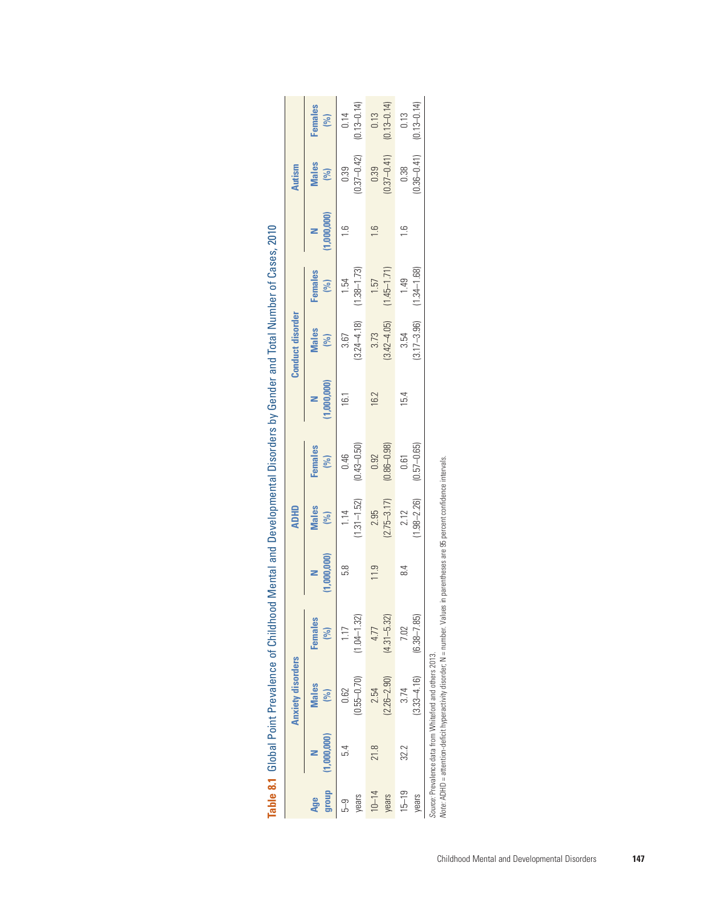**Table 8.1** Global Point Prevalence of Childhood Mental and Developmental Disorders by Gender and Total Number of Cases, 2010

| Age group | Anxiety disorders | | | ADHD | | | Conduct disorder | | | Autism | | |
|---|---|---|---|---|---|---|---|---|---|---|---|---|
| | N (1,000,000) | Males (%) | Females (%) | N (1,000,000) | Males (%) | Females (%) | N (1,000,000) | Males (%) | Females (%) | N (1,000,000) | Males (%) | Females (%) |
| 5–9 years | 5.4 | 0.62 (0.55–0.70) | 1.17 (1.04–1.32) | 5.8 | 1.14 (1.31–1.52) | 0.46 (0.43–0.50) | 16.1 | 3.67 (3.24–4.18) | 1.54 (1.38–1.73) | 1.6 | 0.39 (0.37–0.42) | 0.14 (0.13–0.14) |
| 10–14 years | 21.8 | 2.54 (2.26–2.90) | 4.77 (4.31–5.32) | 11.9 | 2.95 (2.75–3.17) | 0.92 (0.86–0.98) | 16.2 | 3.73 (3.42–4.05) | 1.57 (1.45–1.71) | 1.6 | 0.39 (0.37–0.41) | 0.13 (0.13–0.14) |
| 15–19 years | 32.2 | 3.74 (3.33–4.16) | 7.02 (6.38–7.85) | 8.4 | 2.12 (1.98–2.26) | 0.61 (0.57–0.65) | 15.4 | 3.54 (3.17–3.96) | 1.49 (1.34–1.68) | 1.6 | 0.38 (0.36–0.41) | 0.13 (0.13–0.14) |

*Source:* Prevalence data from Whiteford and others 2013.
*Note:* ADHD = attention-deficit hyperactivity disorder; N = number. Values in parentheses are 95 percent confidence intervals.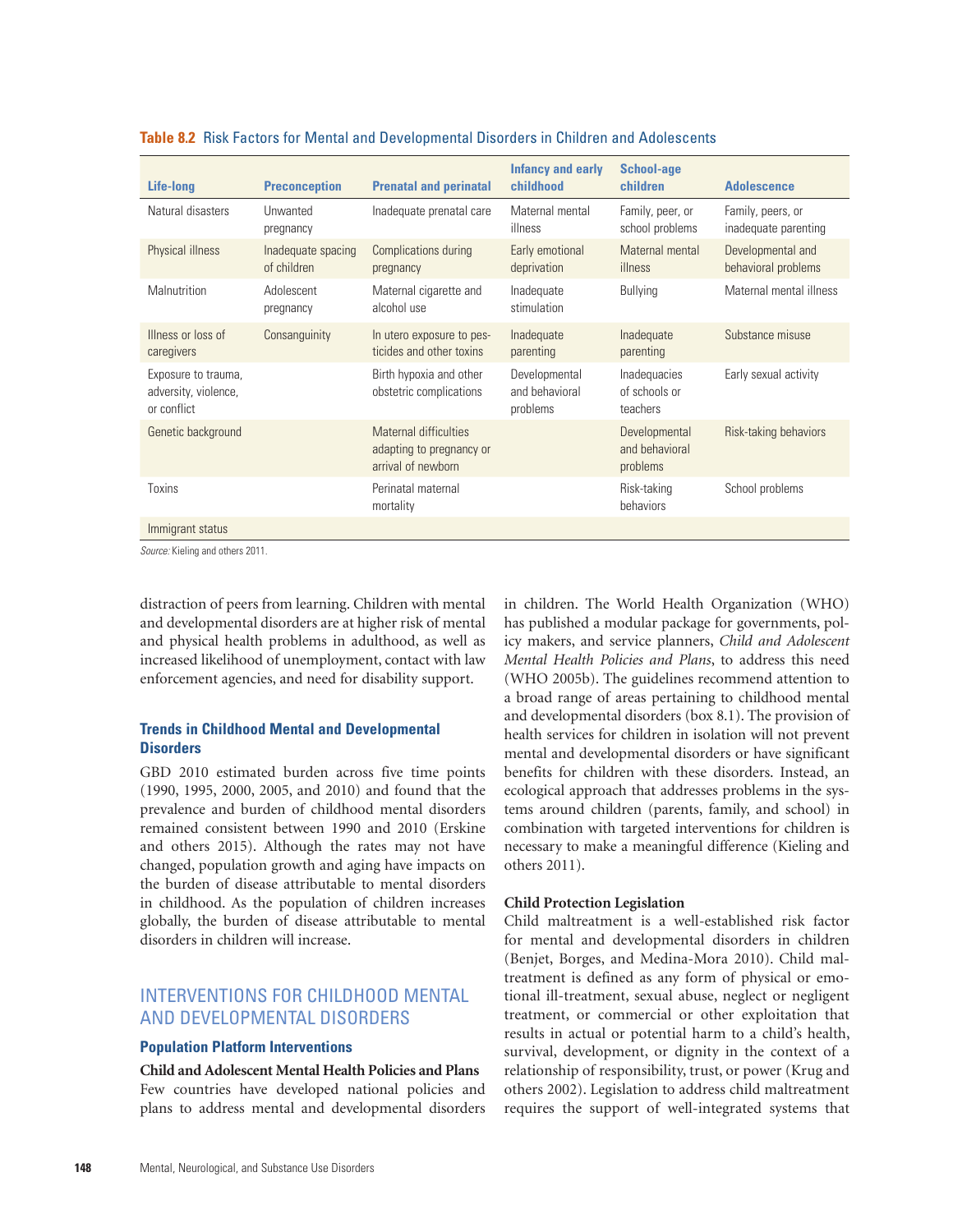**Table 8.2** Risk Factors for Mental and Developmental Disorders in Children and Adolescents

| Life-long | Preconception | Prenatal and perinatal | Infancy and early childhood | School-age children | Adolescence |
|---|---|---|---|---|---|
| Natural disasters | Unwanted pregnancy | Inadequate prenatal care | Maternal mental illness | Family, peer, or school problems | Family, peers, or inadequate parenting |
| Physical illness | Inadequate spacing of children | Complications during pregnancy | Early emotional deprivation | Maternal mental illness | Developmental and behavioral problems |
| Malnutrition | Adolescent pregnancy | Maternal cigarette and alcohol use | Inadequate stimulation | Bullying | Maternal mental illness |
| Illness or loss of caregivers | Consanguinity | In utero exposure to pesticides and other toxins | Inadequate parenting | Inadequate parenting | Substance misuse |
| Exposure to trauma, adversity, violence, or conflict | | Birth hypoxia and other obstetric complications | Developmental and behavioral problems | Inadequacies of schools or teachers | Early sexual activity |
| Genetic background | | Maternal difficulties adapting to pregnancy or arrival of newborn | | Developmental and behavioral problems | Risk-taking behaviors |
| Toxins | | Perinatal maternal mortality | | Risk-taking behaviors | School problems |
| Immigrant status | | | | | |

*Source:* Kieling and others 2011.

distraction of peers from learning. Children with mental and developmental disorders are at higher risk of mental and physical health problems in adulthood, as well as increased likelihood of unemployment, contact with law enforcement agencies, and need for disability support.

### Trends in Childhood Mental and Developmental Disorders

GBD 2010 estimated burden across five time points (1990, 1995, 2000, 2005, and 2010) and found that the prevalence and burden of childhood mental disorders remained consistent between 1990 and 2010 (Erskine and others 2015). Although the rates may not have changed, population growth and aging have impacts on the burden of disease attributable to mental disorders in childhood. As the population of children increases globally, the burden of disease attributable to mental disorders in children will increase.

## INTERVENTIONS FOR CHILDHOOD MENTAL AND DEVELOPMENTAL DISORDERS

### Population Platform Interventions

**Child and Adolescent Mental Health Policies and Plans**

Few countries have developed national policies and plans to address mental and developmental disorders in children. The World Health Organization (WHO) has published a modular package for governments, policy makers, and service planners, *Child and Adolescent Mental Health Policies and Plans*, to address this need (WHO 2005b). The guidelines recommend attention to a broad range of areas pertaining to childhood mental and developmental disorders (box 8.1). The provision of health services for children in isolation will not prevent mental and developmental disorders or have significant benefits for children with these disorders. Instead, an ecological approach that addresses problems in the systems around children (parents, family, and school) in combination with targeted interventions for children is necessary to make a meaningful difference (Kieling and others 2011).

**Child Protection Legislation**

Child maltreatment is a well-established risk factor for mental and developmental disorders in children (Benjet, Borges, and Medina-Mora 2010). Child maltreatment is defined as any form of physical or emotional ill-treatment, sexual abuse, neglect or negligent treatment, or commercial or other exploitation that results in actual or potential harm to a child's health, survival, development, or dignity in the context of a relationship of responsibility, trust, or power (Krug and others 2002). Legislation to address child maltreatment requires the support of well-integrated systems that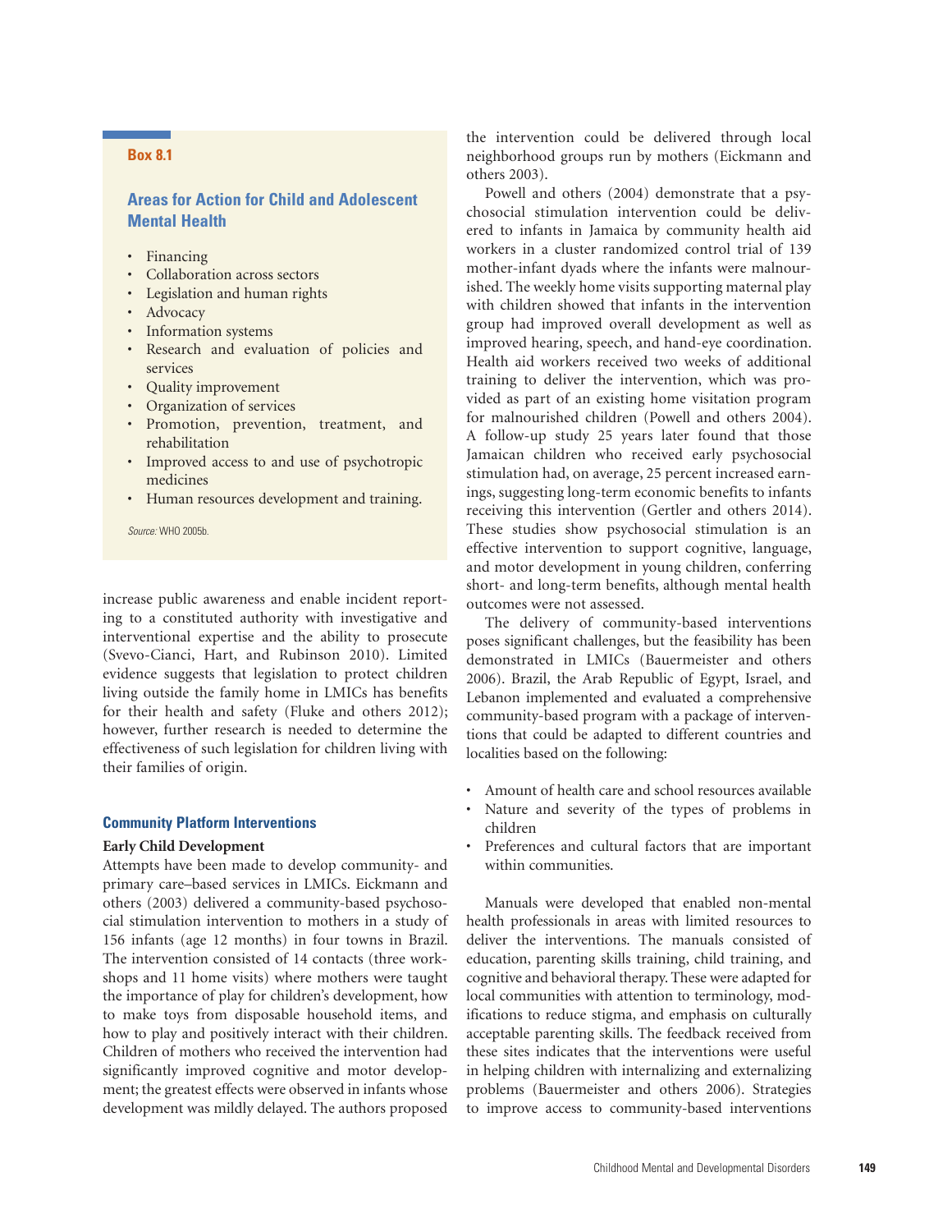> **Box 8.1**
>
> **Areas for Action for Child and Adolescent Mental Health**
>
> - Financing
> - Collaboration across sectors
> - Legislation and human rights
> - Advocacy
> - Information systems
> - Research and evaluation of policies and services
> - Quality improvement
> - Organization of services
> - Promotion, prevention, treatment, and rehabilitation
> - Improved access to and use of psychotropic medicines
> - Human resources development and training.
>
> *Source:* WHO 2005b.

increase public awareness and enable incident reporting to a constituted authority with investigative and interventional expertise and the ability to prosecute (Svevo-Cianci, Hart, and Rubinson 2010). Limited evidence suggests that legislation to protect children living outside the family home in LMICs has benefits for their health and safety (Fluke and others 2012); however, further research is needed to determine the effectiveness of such legislation for children living with their families of origin.

### Community Platform Interventions

**Early Child Development**

Attempts have been made to develop community- and primary care–based services in LMICs. Eickmann and others (2003) delivered a community-based psychosocial stimulation intervention to mothers in a study of 156 infants (age 12 months) in four towns in Brazil. The intervention consisted of 14 contacts (three workshops and 11 home visits) where mothers were taught the importance of play for children's development, how to make toys from disposable household items, and how to play and positively interact with their children. Children of mothers who received the intervention had significantly improved cognitive and motor development; the greatest effects were observed in infants whose development was mildly delayed. The authors proposed the intervention could be delivered through local neighborhood groups run by mothers (Eickmann and others 2003).

Powell and others (2004) demonstrate that a psychosocial stimulation intervention could be delivered to infants in Jamaica by community health aid workers in a cluster randomized control trial of 139 mother-infant dyads where the infants were malnourished. The weekly home visits supporting maternal play with children showed that infants in the intervention group had improved overall development as well as improved hearing, speech, and hand-eye coordination. Health aid workers received two weeks of additional training to deliver the intervention, which was provided as part of an existing home visitation program for malnourished children (Powell and others 2004). A follow-up study 25 years later found that those Jamaican children who received early psychosocial stimulation had, on average, 25 percent increased earnings, suggesting long-term economic benefits to infants receiving this intervention (Gertler and others 2014). These studies show psychosocial stimulation is an effective intervention to support cognitive, language, and motor development in young children, conferring short- and long-term benefits, although mental health outcomes were not assessed.

The delivery of community-based interventions poses significant challenges, but the feasibility has been demonstrated in LMICs (Bauermeister and others 2006). Brazil, the Arab Republic of Egypt, Israel, and Lebanon implemented and evaluated a comprehensive community-based program with a package of interventions that could be adapted to different countries and localities based on the following:

- Amount of health care and school resources available
- Nature and severity of the types of problems in children
- Preferences and cultural factors that are important within communities.

Manuals were developed that enabled non-mental health professionals in areas with limited resources to deliver the interventions. The manuals consisted of education, parenting skills training, child training, and cognitive and behavioral therapy. These were adapted for local communities with attention to terminology, modifications to reduce stigma, and emphasis on culturally acceptable parenting skills. The feedback received from these sites indicates that the interventions were useful in helping children with internalizing and externalizing problems (Bauermeister and others 2006). Strategies to improve access to community-based interventions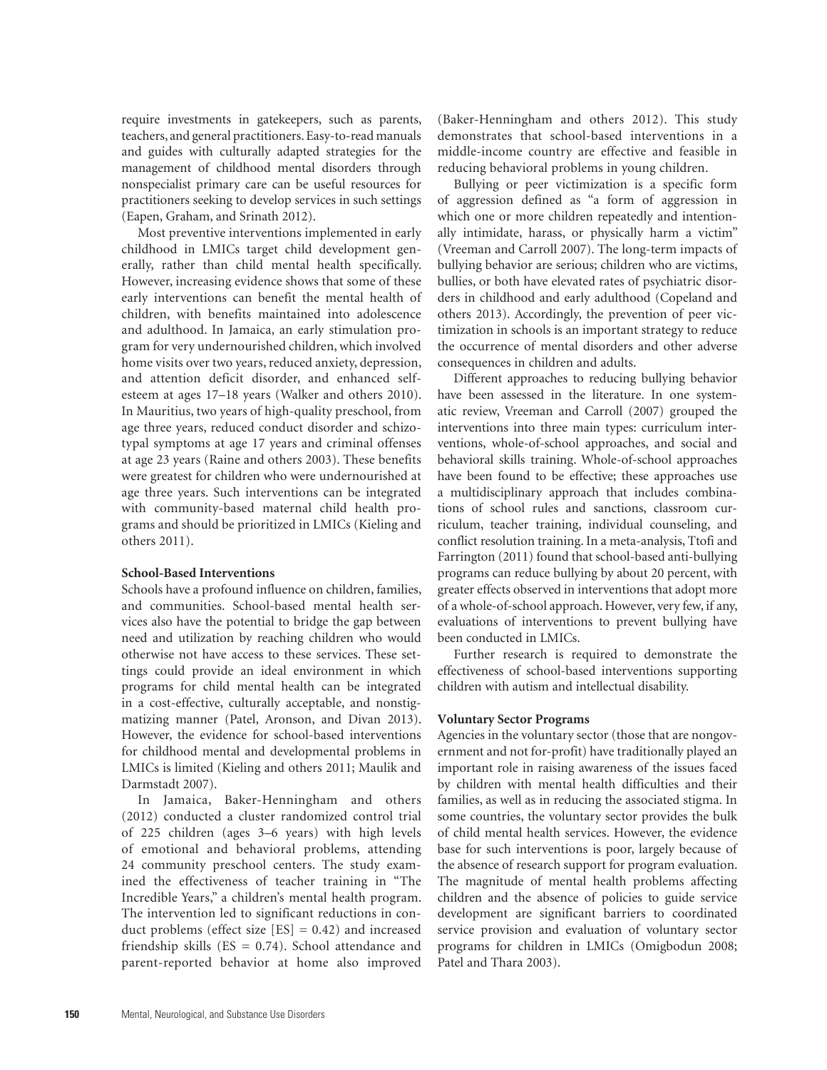require investments in gatekeepers, such as parents, teachers, and general practitioners. Easy-to-read manuals and guides with culturally adapted strategies for the management of childhood mental disorders through nonspecialist primary care can be useful resources for practitioners seeking to develop services in such settings (Eapen, Graham, and Srinath 2012).

Most preventive interventions implemented in early childhood in LMICs target child development generally, rather than child mental health specifically. However, increasing evidence shows that some of these early interventions can benefit the mental health of children, with benefits maintained into adolescence and adulthood. In Jamaica, an early stimulation program for very undernourished children, which involved home visits over two years, reduced anxiety, depression, and attention deficit disorder, and enhanced self-esteem at ages 17–18 years (Walker and others 2010). In Mauritius, two years of high-quality preschool, from age three years, reduced conduct disorder and schizotypal symptoms at age 17 years and criminal offenses at age 23 years (Raine and others 2003). These benefits were greatest for children who were undernourished at age three years. Such interventions can be integrated with community-based maternal child health programs and should be prioritized in LMICs (Kieling and others 2011).

### School-Based Interventions

Schools have a profound influence on children, families, and communities. School-based mental health services also have the potential to bridge the gap between need and utilization by reaching children who would otherwise not have access to these services. These settings could provide an ideal environment in which programs for child mental health can be integrated in a cost-effective, culturally acceptable, and nonstigmatizing manner (Patel, Aronson, and Divan 2013). However, the evidence for school-based interventions for childhood mental and developmental problems in LMICs is limited (Kieling and others 2011; Maulik and Darmstadt 2007).

In Jamaica, Baker-Henningham and others (2012) conducted a cluster randomized control trial of 225 children (ages 3–6 years) with high levels of emotional and behavioral problems, attending 24 community preschool centers. The study examined the effectiveness of teacher training in "The Incredible Years," a children's mental health program. The intervention led to significant reductions in conduct problems (effect size [ES] = 0.42) and increased friendship skills (ES = 0.74). School attendance and parent-reported behavior at home also improved (Baker-Henningham and others 2012). This study demonstrates that school-based interventions in a middle-income country are effective and feasible in reducing behavioral problems in young children.

Bullying or peer victimization is a specific form of aggression defined as "a form of aggression in which one or more children repeatedly and intentionally intimidate, harass, or physically harm a victim" (Vreeman and Carroll 2007). The long-term impacts of bullying behavior are serious; children who are victims, bullies, or both have elevated rates of psychiatric disorders in childhood and early adulthood (Copeland and others 2013). Accordingly, the prevention of peer victimization in schools is an important strategy to reduce the occurrence of mental disorders and other adverse consequences in children and adults.

Different approaches to reducing bullying behavior have been assessed in the literature. In one systematic review, Vreeman and Carroll (2007) grouped the interventions into three main types: curriculum interventions, whole-of-school approaches, and social and behavioral skills training. Whole-of-school approaches have been found to be effective; these approaches use a multidisciplinary approach that includes combinations of school rules and sanctions, classroom curriculum, teacher training, individual counseling, and conflict resolution training. In a meta-analysis, Ttofi and Farrington (2011) found that school-based anti-bullying programs can reduce bullying by about 20 percent, with greater effects observed in interventions that adopt more of a whole-of-school approach. However, very few, if any, evaluations of interventions to prevent bullying have been conducted in LMICs.

Further research is required to demonstrate the effectiveness of school-based interventions supporting children with autism and intellectual disability.

### Voluntary Sector Programs

Agencies in the voluntary sector (those that are nongovernment and not for-profit) have traditionally played an important role in raising awareness of the issues faced by children with mental health difficulties and their families, as well as in reducing the associated stigma. In some countries, the voluntary sector provides the bulk of child mental health services. However, the evidence base for such interventions is poor, largely because of the absence of research support for program evaluation. The magnitude of mental health problems affecting children and the absence of policies to guide service development are significant barriers to coordinated service provision and evaluation of voluntary sector programs for children in LMICs (Omigbodun 2008; Patel and Thara 2003).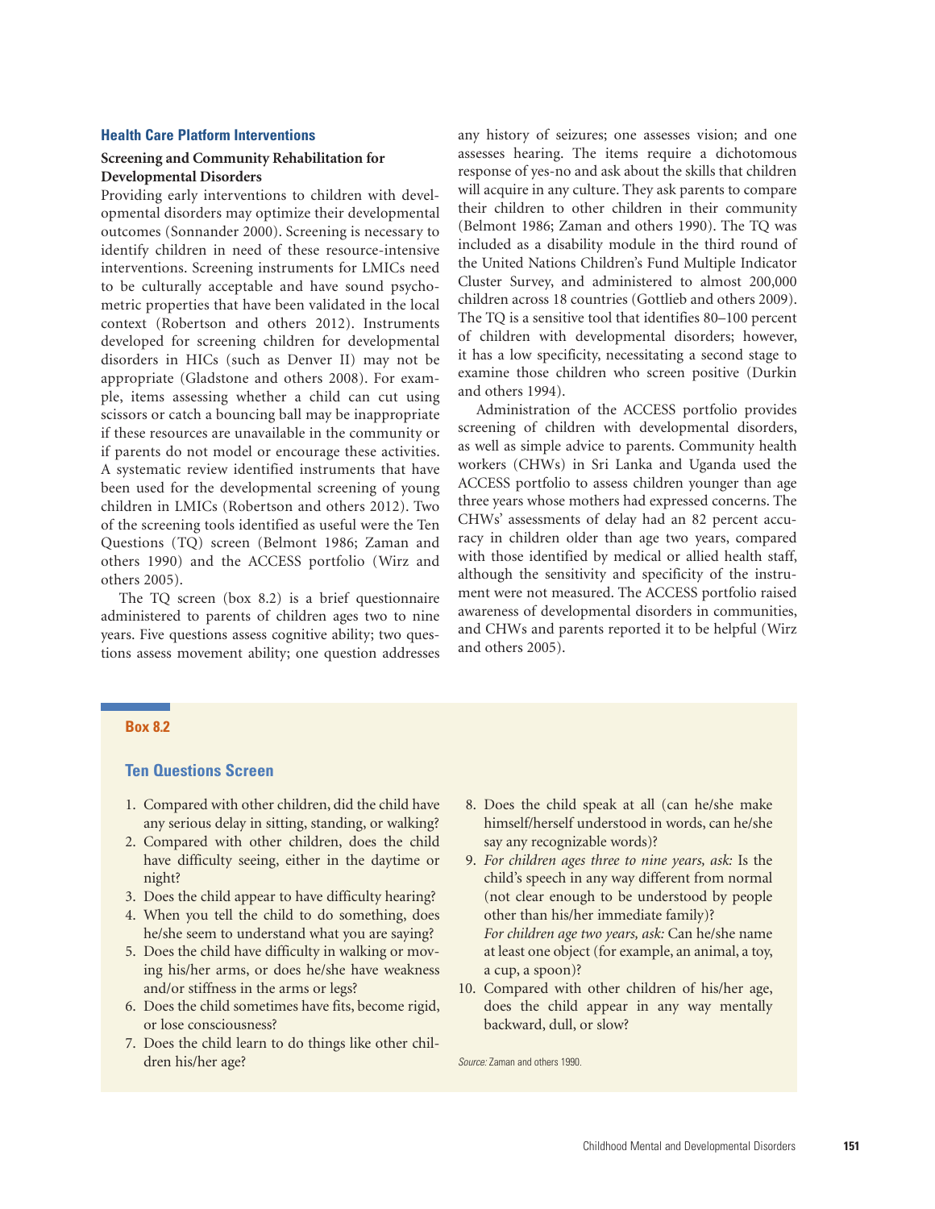## Health Care Platform Interventions

### Screening and Community Rehabilitation for Developmental Disorders

Providing early interventions to children with developmental disorders may optimize their developmental outcomes (Sonnander 2000). Screening is necessary to identify children in need of these resource-intensive interventions. Screening instruments for LMICs need to be culturally acceptable and have sound psychometric properties that have been validated in the local context (Robertson and others 2012). Instruments developed for screening children for developmental disorders in HICs (such as Denver II) may not be appropriate (Gladstone and others 2008). For example, items assessing whether a child can cut using scissors or catch a bouncing ball may be inappropriate if these resources are unavailable in the community or if parents do not model or encourage these activities. A systematic review identified instruments that have been used for the developmental screening of young children in LMICs (Robertson and others 2012). Two of the screening tools identified as useful were the Ten Questions (TQ) screen (Belmont 1986; Zaman and others 1990) and the ACCESS portfolio (Wirz and others 2005).

The TQ screen (box 8.2) is a brief questionnaire administered to parents of children ages two to nine years. Five questions assess cognitive ability; two questions assess movement ability; one question addresses any history of seizures; one assesses vision; and one assesses hearing. The items require a dichotomous response of yes-no and ask about the skills that children will acquire in any culture. They ask parents to compare their children to other children in their community (Belmont 1986; Zaman and others 1990). The TQ was included as a disability module in the third round of the United Nations Children's Fund Multiple Indicator Cluster Survey, and administered to almost 200,000 children across 18 countries (Gottlieb and others 2009). The TQ is a sensitive tool that identifies 80–100 percent of children with developmental disorders; however, it has a low specificity, necessitating a second stage to examine those children who screen positive (Durkin and others 1994).

Administration of the ACCESS portfolio provides screening of children with developmental disorders, as well as simple advice to parents. Community health workers (CHWs) in Sri Lanka and Uganda used the ACCESS portfolio to assess children younger than age three years whose mothers had expressed concerns. The CHWs' assessments of delay had an 82 percent accuracy in children older than age two years, compared with those identified by medical or allied health staff, although the sensitivity and specificity of the instrument were not measured. The ACCESS portfolio raised awareness of developmental disorders in communities, and CHWs and parents reported it to be helpful (Wirz and others 2005).

**Box 8.2**

### Ten Questions Screen

1. Compared with other children, did the child have any serious delay in sitting, standing, or walking?
2. Compared with other children, does the child have difficulty seeing, either in the daytime or night?
3. Does the child appear to have difficulty hearing?
4. When you tell the child to do something, does he/she seem to understand what you are saying?
5. Does the child have difficulty in walking or moving his/her arms, or does he/she have weakness and/or stiffness in the arms or legs?
6. Does the child sometimes have fits, become rigid, or lose consciousness?
7. Does the child learn to do things like other children his/her age?
8. Does the child speak at all (can he/she make himself/herself understood in words, can he/she say any recognizable words)?
9. *For children ages three to nine years, ask:* Is the child's speech in any way different from normal (not clear enough to be understood by people other than his/her immediate family)?
   *For children age two years, ask:* Can he/she name at least one object (for example, an animal, a toy, a cup, a spoon)?
10. Compared with other children of his/her age, does the child appear in any way mentally backward, dull, or slow?

*Source:* Zaman and others 1990.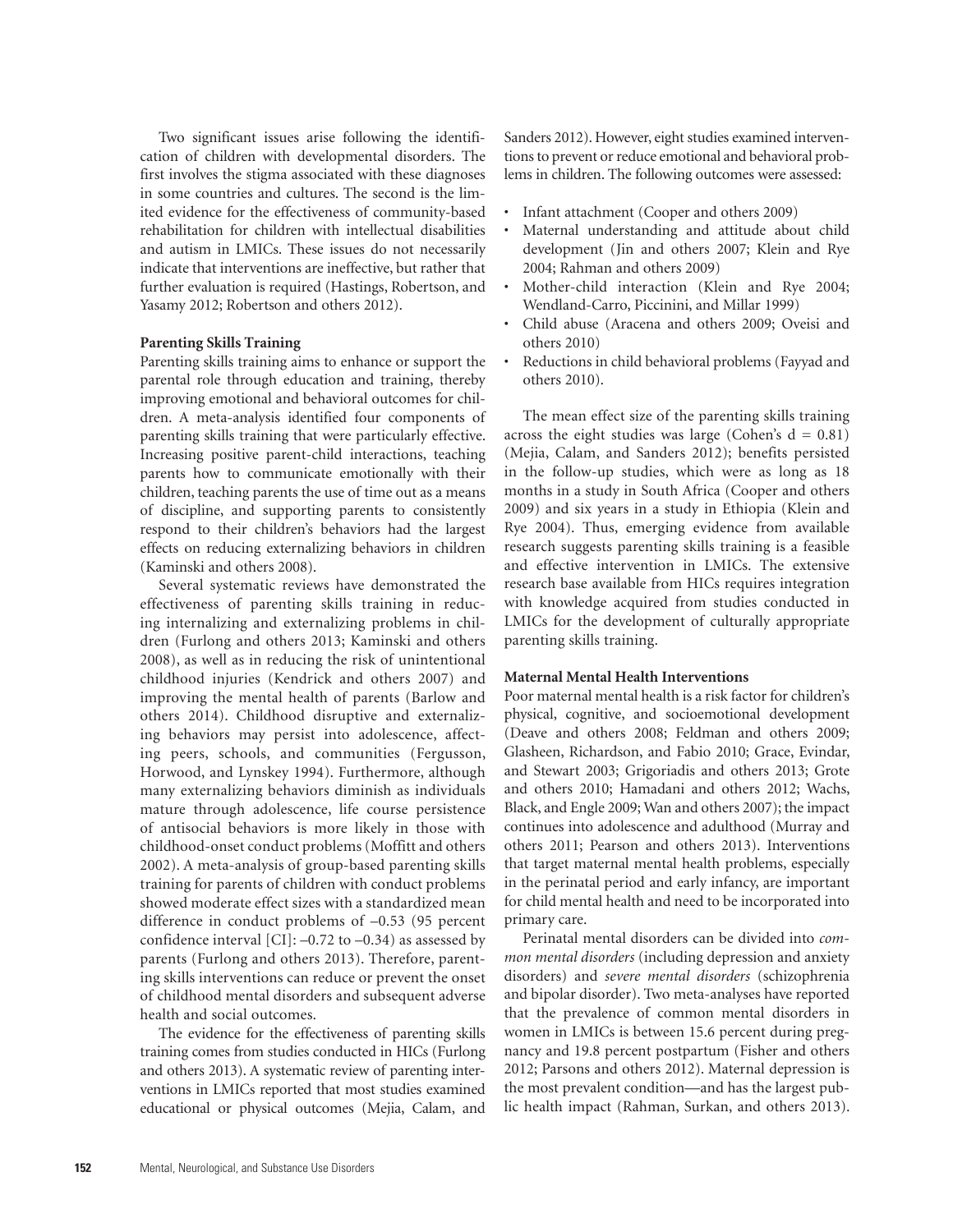Two significant issues arise following the identification of children with developmental disorders. The first involves the stigma associated with these diagnoses in some countries and cultures. The second is the limited evidence for the effectiveness of community-based rehabilitation for children with intellectual disabilities and autism in LMICs. These issues do not necessarily indicate that interventions are ineffective, but rather that further evaluation is required (Hastings, Robertson, and Yasamy 2012; Robertson and others 2012).

### Parenting Skills Training

Parenting skills training aims to enhance or support the parental role through education and training, thereby improving emotional and behavioral outcomes for children. A meta-analysis identified four components of parenting skills training that were particularly effective. Increasing positive parent-child interactions, teaching parents how to communicate emotionally with their children, teaching parents the use of time out as a means of discipline, and supporting parents to consistently respond to their children's behaviors had the largest effects on reducing externalizing behaviors in children (Kaminski and others 2008).

Several systematic reviews have demonstrated the effectiveness of parenting skills training in reducing internalizing and externalizing problems in children (Furlong and others 2013; Kaminski and others 2008), as well as in reducing the risk of unintentional childhood injuries (Kendrick and others 2007) and improving the mental health of parents (Barlow and others 2014). Childhood disruptive and externalizing behaviors may persist into adolescence, affecting peers, schools, and communities (Fergusson, Horwood, and Lynskey 1994). Furthermore, although many externalizing behaviors diminish as individuals mature through adolescence, life course persistence of antisocial behaviors is more likely in those with childhood-onset conduct problems (Moffitt and others 2002). A meta-analysis of group-based parenting skills training for parents of children with conduct problems showed moderate effect sizes with a standardized mean difference in conduct problems of –0.53 (95 percent confidence interval [CI]: –0.72 to –0.34) as assessed by parents (Furlong and others 2013). Therefore, parenting skills interventions can reduce or prevent the onset of childhood mental disorders and subsequent adverse health and social outcomes.

The evidence for the effectiveness of parenting skills training comes from studies conducted in HICs (Furlong and others 2013). A systematic review of parenting interventions in LMICs reported that most studies examined educational or physical outcomes (Mejia, Calam, and Sanders 2012). However, eight studies examined interventions to prevent or reduce emotional and behavioral problems in children. The following outcomes were assessed:

- Infant attachment (Cooper and others 2009)
- Maternal understanding and attitude about child development (Jin and others 2007; Klein and Rye 2004; Rahman and others 2009)
- Mother-child interaction (Klein and Rye 2004; Wendland-Carro, Piccinini, and Millar 1999)
- Child abuse (Aracena and others 2009; Oveisi and others 2010)
- Reductions in child behavioral problems (Fayyad and others 2010).

The mean effect size of the parenting skills training across the eight studies was large (Cohen's $d = 0.81$) (Mejia, Calam, and Sanders 2012); benefits persisted in the follow-up studies, which were as long as 18 months in a study in South Africa (Cooper and others 2009) and six years in a study in Ethiopia (Klein and Rye 2004). Thus, emerging evidence from available research suggests parenting skills training is a feasible and effective intervention in LMICs. The extensive research base available from HICs requires integration with knowledge acquired from studies conducted in LMICs for the development of culturally appropriate parenting skills training.

### Maternal Mental Health Interventions

Poor maternal mental health is a risk factor for children's physical, cognitive, and socioemotional development (Deave and others 2008; Feldman and others 2009; Glasheen, Richardson, and Fabio 2010; Grace, Evindar, and Stewart 2003; Grigoriadis and others 2013; Grote and others 2010; Hamadani and others 2012; Wachs, Black, and Engle 2009; Wan and others 2007); the impact continues into adolescence and adulthood (Murray and others 2011; Pearson and others 2013). Interventions that target maternal mental health problems, especially in the perinatal period and early infancy, are important for child mental health and need to be incorporated into primary care.

Perinatal mental disorders can be divided into *common mental disorders* (including depression and anxiety disorders) and *severe mental disorders* (schizophrenia and bipolar disorder). Two meta-analyses have reported that the prevalence of common mental disorders in women in LMICs is between 15.6 percent during pregnancy and 19.8 percent postpartum (Fisher and others 2012; Parsons and others 2012). Maternal depression is the most prevalent condition—and has the largest public health impact (Rahman, Surkan, and others 2013).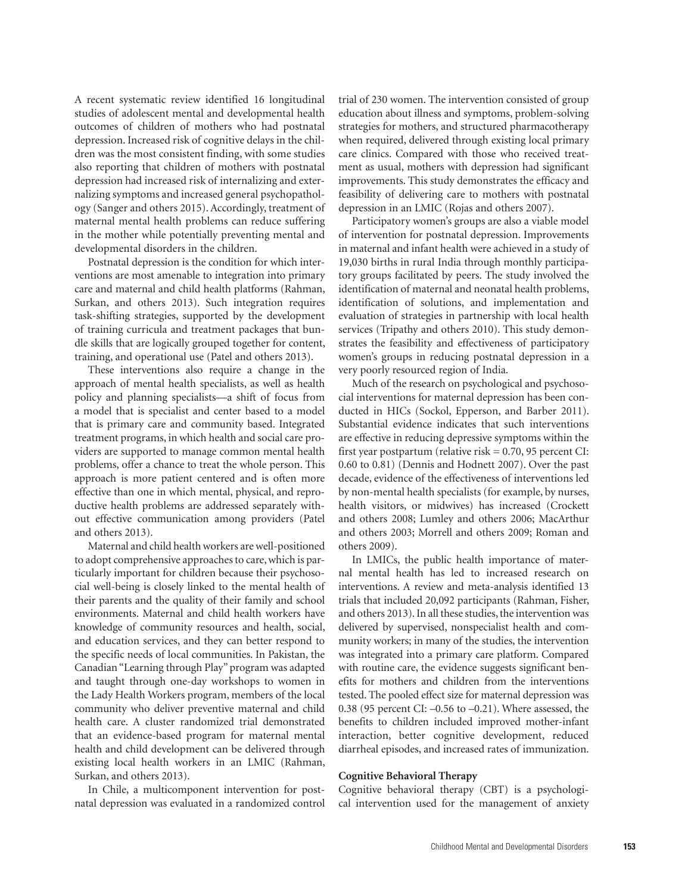A recent systematic review identified 16 longitudinal studies of adolescent mental and developmental health outcomes of children of mothers who had postnatal depression. Increased risk of cognitive delays in the children was the most consistent finding, with some studies also reporting that children of mothers with postnatal depression had increased risk of internalizing and externalizing symptoms and increased general psychopathology (Sanger and others 2015). Accordingly, treatment of maternal mental health problems can reduce suffering in the mother while potentially preventing mental and developmental disorders in the children.

Postnatal depression is the condition for which interventions are most amenable to integration into primary care and maternal and child health platforms (Rahman, Surkan, and others 2013). Such integration requires task-shifting strategies, supported by the development of training curricula and treatment packages that bundle skills that are logically grouped together for content, training, and operational use (Patel and others 2013).

These interventions also require a change in the approach of mental health specialists, as well as health policy and planning specialists—a shift of focus from a model that is specialist and center based to a model that is primary care and community based. Integrated treatment programs, in which health and social care providers are supported to manage common mental health problems, offer a chance to treat the whole person. This approach is more patient centered and is often more effective than one in which mental, physical, and reproductive health problems are addressed separately without effective communication among providers (Patel and others 2013).

Maternal and child health workers are well-positioned to adopt comprehensive approaches to care, which is particularly important for children because their psychosocial well-being is closely linked to the mental health of their parents and the quality of their family and school environments. Maternal and child health workers have knowledge of community resources and health, social, and education services, and they can better respond to the specific needs of local communities. In Pakistan, the Canadian "Learning through Play" program was adapted and taught through one-day workshops to women in the Lady Health Workers program, members of the local community who deliver preventive maternal and child health care. A cluster randomized trial demonstrated that an evidence-based program for maternal mental health and child development can be delivered through existing local health workers in an LMIC (Rahman, Surkan, and others 2013).

In Chile, a multicomponent intervention for postnatal depression was evaluated in a randomized control trial of 230 women. The intervention consisted of group education about illness and symptoms, problem-solving strategies for mothers, and structured pharmacotherapy when required, delivered through existing local primary care clinics. Compared with those who received treatment as usual, mothers with depression had significant improvements. This study demonstrates the efficacy and feasibility of delivering care to mothers with postnatal depression in an LMIC (Rojas and others 2007).

Participatory women's groups are also a viable model of intervention for postnatal depression. Improvements in maternal and infant health were achieved in a study of 19,030 births in rural India through monthly participatory groups facilitated by peers. The study involved the identification of maternal and neonatal health problems, identification of solutions, and implementation and evaluation of strategies in partnership with local health services (Tripathy and others 2010). This study demonstrates the feasibility and effectiveness of participatory women's groups in reducing postnatal depression in a very poorly resourced region of India.

Much of the research on psychological and psychosocial interventions for maternal depression has been conducted in HICs (Sockol, Epperson, and Barber 2011). Substantial evidence indicates that such interventions are effective in reducing depressive symptoms within the first year postpartum (relative risk = 0.70, 95 percent CI: 0.60 to 0.81) (Dennis and Hodnett 2007). Over the past decade, evidence of the effectiveness of interventions led by non-mental health specialists (for example, by nurses, health visitors, or midwives) has increased (Crockett and others 2008; Lumley and others 2006; MacArthur and others 2003; Morrell and others 2009; Roman and others 2009).

In LMICs, the public health importance of maternal mental health has led to increased research on interventions. A review and meta-analysis identified 13 trials that included 20,092 participants (Rahman, Fisher, and others 2013). In all these studies, the intervention was delivered by supervised, nonspecialist health and community workers; in many of the studies, the intervention was integrated into a primary care platform. Compared with routine care, the evidence suggests significant benefits for mothers and children from the interventions tested. The pooled effect size for maternal depression was 0.38 (95 percent CI: –0.56 to –0.21). Where assessed, the benefits to children included improved mother-infant interaction, better cognitive development, reduced diarrheal episodes, and increased rates of immunization.

**Cognitive Behavioral Therapy**

Cognitive behavioral therapy (CBT) is a psychological intervention used for the management of anxiety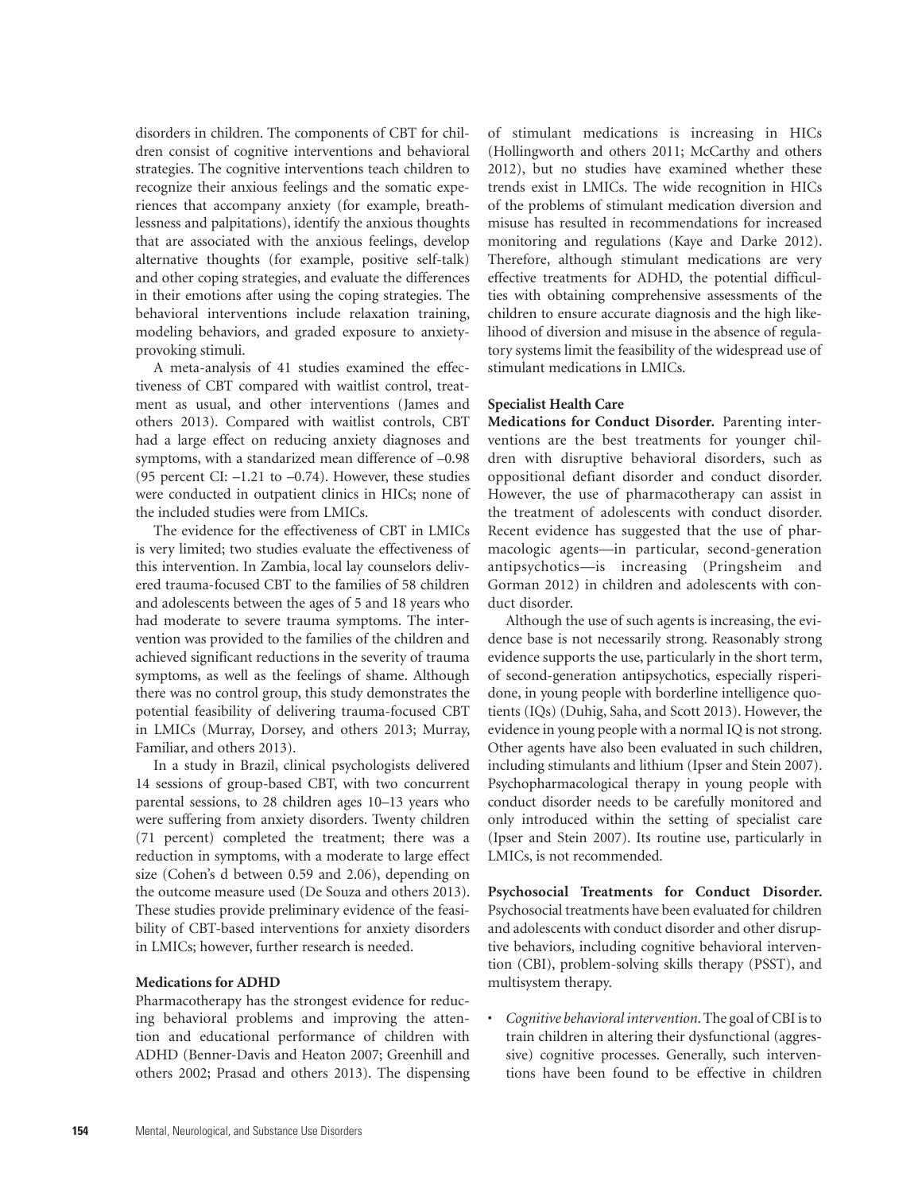disorders in children. The components of CBT for children consist of cognitive interventions and behavioral strategies. The cognitive interventions teach children to recognize their anxious feelings and the somatic experiences that accompany anxiety (for example, breathlessness and palpitations), identify the anxious thoughts that are associated with the anxious feelings, develop alternative thoughts (for example, positive self-talk) and other coping strategies, and evaluate the differences in their emotions after using the coping strategies. The behavioral interventions include relaxation training, modeling behaviors, and graded exposure to anxiety-provoking stimuli.

A meta-analysis of 41 studies examined the effectiveness of CBT compared with waitlist control, treatment as usual, and other interventions (James and others 2013). Compared with waitlist controls, CBT had a large effect on reducing anxiety diagnoses and symptoms, with a standarized mean difference of –0.98 (95 percent CI: –1.21 to –0.74). However, these studies were conducted in outpatient clinics in HICs; none of the included studies were from LMICs.

The evidence for the effectiveness of CBT in LMICs is very limited; two studies evaluate the effectiveness of this intervention. In Zambia, local lay counselors delivered trauma-focused CBT to the families of 58 children and adolescents between the ages of 5 and 18 years who had moderate to severe trauma symptoms. The intervention was provided to the families of the children and achieved significant reductions in the severity of trauma symptoms, as well as the feelings of shame. Although there was no control group, this study demonstrates the potential feasibility of delivering trauma-focused CBT in LMICs (Murray, Dorsey, and others 2013; Murray, Familiar, and others 2013).

In a study in Brazil, clinical psychologists delivered 14 sessions of group-based CBT, with two concurrent parental sessions, to 28 children ages 10–13 years who were suffering from anxiety disorders. Twenty children (71 percent) completed the treatment; there was a reduction in symptoms, with a moderate to large effect size (Cohen's d between 0.59 and 2.06), depending on the outcome measure used (De Souza and others 2013). These studies provide preliminary evidence of the feasibility of CBT-based interventions for anxiety disorders in LMICs; however, further research is needed.

### Medications for ADHD

Pharmacotherapy has the strongest evidence for reducing behavioral problems and improving the attention and educational performance of children with ADHD (Benner-Davis and Heaton 2007; Greenhill and others 2002; Prasad and others 2013). The dispensing of stimulant medications is increasing in HICs (Hollingworth and others 2011; McCarthy and others 2012), but no studies have examined whether these trends exist in LMICs. The wide recognition in HICs of the problems of stimulant medication diversion and misuse has resulted in recommendations for increased monitoring and regulations (Kaye and Darke 2012). Therefore, although stimulant medications are very effective treatments for ADHD, the potential difficulties with obtaining comprehensive assessments of the children to ensure accurate diagnosis and the high likelihood of diversion and misuse in the absence of regulatory systems limit the feasibility of the widespread use of stimulant medications in LMICs.

### Specialist Health Care

**Medications for Conduct Disorder.** Parenting interventions are the best treatments for younger children with disruptive behavioral disorders, such as oppositional defiant disorder and conduct disorder. However, the use of pharmacotherapy can assist in the treatment of adolescents with conduct disorder. Recent evidence has suggested that the use of pharmacologic agents—in particular, second-generation antipsychotics—is increasing (Pringsheim and Gorman 2012) in children and adolescents with conduct disorder.

Although the use of such agents is increasing, the evidence base is not necessarily strong. Reasonably strong evidence supports the use, particularly in the short term, of second-generation antipsychotics, especially risperidone, in young people with borderline intelligence quotients (IQs) (Duhig, Saha, and Scott 2013). However, the evidence in young people with a normal IQ is not strong. Other agents have also been evaluated in such children, including stimulants and lithium (Ipser and Stein 2007). Psychopharmacological therapy in young people with conduct disorder needs to be carefully monitored and only introduced within the setting of specialist care (Ipser and Stein 2007). Its routine use, particularly in LMICs, is not recommended.

**Psychosocial Treatments for Conduct Disorder.** Psychosocial treatments have been evaluated for children and adolescents with conduct disorder and other disruptive behaviors, including cognitive behavioral intervention (CBI), problem-solving skills therapy (PSST), and multisystem therapy.

- *Cognitive behavioral intervention.* The goal of CBI is to train children in altering their dysfunctional (aggressive) cognitive processes. Generally, such interventions have been found to be effective in children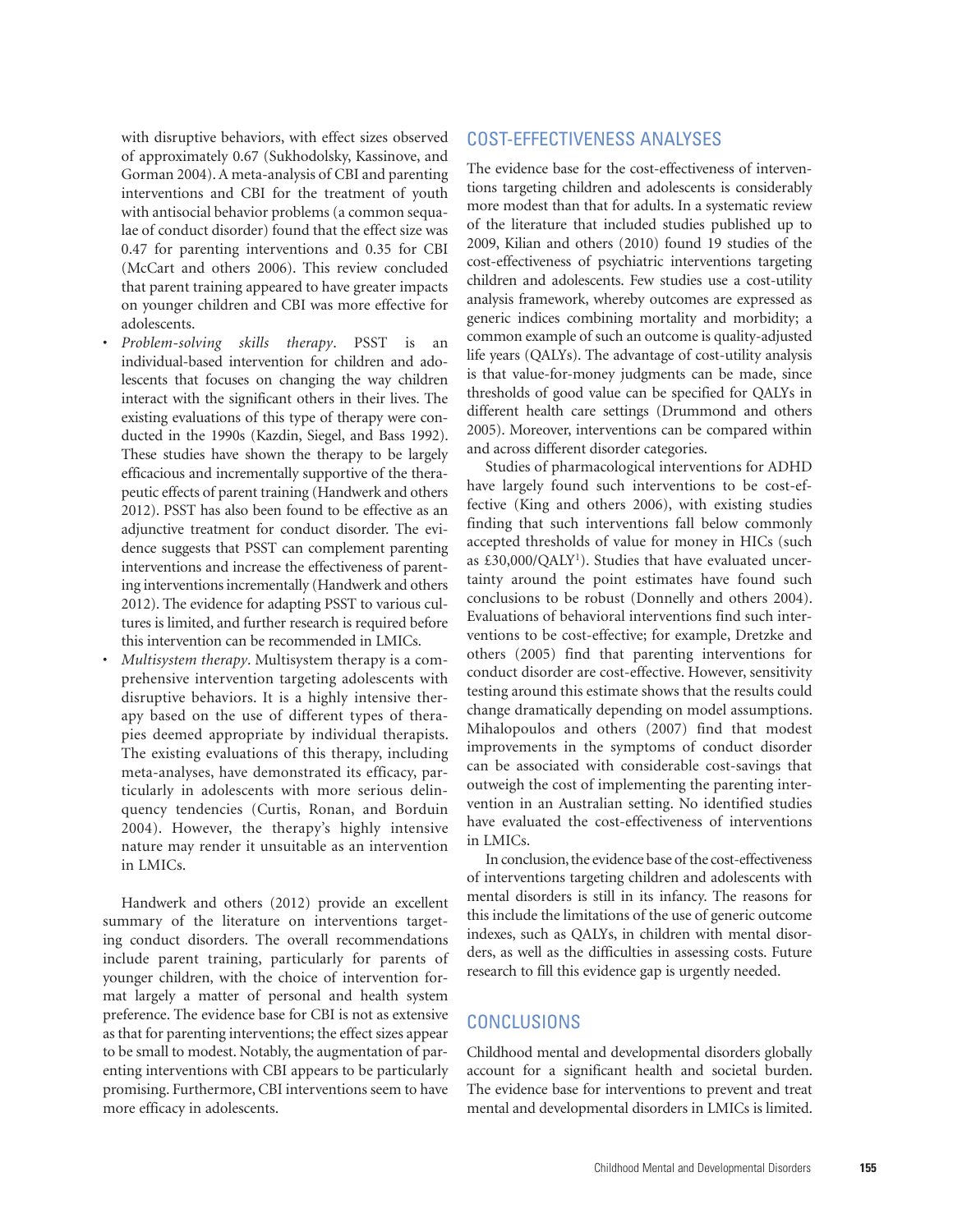with disruptive behaviors, with effect sizes observed of approximately 0.67 (Sukhodolsky, Kassinove, and Gorman 2004). A meta-analysis of CBI and parenting interventions and CBI for the treatment of youth with antisocial behavior problems (a common sequalae of conduct disorder) found that the effect size was 0.47 for parenting interventions and 0.35 for CBI (McCart and others 2006). This review concluded that parent training appeared to have greater impacts on younger children and CBI was more effective for adolescents.

- *Problem-solving skills therapy*. PSST is an individual-based intervention for children and adolescents that focuses on changing the way children interact with the significant others in their lives. The existing evaluations of this type of therapy were conducted in the 1990s (Kazdin, Siegel, and Bass 1992). These studies have shown the therapy to be largely efficacious and incrementally supportive of the therapeutic effects of parent training (Handwerk and others 2012). PSST has also been found to be effective as an adjunctive treatment for conduct disorder. The evidence suggests that PSST can complement parenting interventions and increase the effectiveness of parenting interventions incrementally (Handwerk and others 2012). The evidence for adapting PSST to various cultures is limited, and further research is required before this intervention can be recommended in LMICs.
- *Multisystem therapy*. Multisystem therapy is a comprehensive intervention targeting adolescents with disruptive behaviors. It is a highly intensive therapy based on the use of different types of therapies deemed appropriate by individual therapists. The existing evaluations of this therapy, including meta-analyses, have demonstrated its efficacy, particularly in adolescents with more serious delinquency tendencies (Curtis, Ronan, and Borduin 2004). However, the therapy's highly intensive nature may render it unsuitable as an intervention in LMICs.

Handwerk and others (2012) provide an excellent summary of the literature on interventions targeting conduct disorders. The overall recommendations include parent training, particularly for parents of younger children, with the choice of intervention format largely a matter of personal and health system preference. The evidence base for CBI is not as extensive as that for parenting interventions; the effect sizes appear to be small to modest. Notably, the augmentation of parenting interventions with CBI appears to be particularly promising. Furthermore, CBI interventions seem to have more efficacy in adolescents.

## COST-EFFECTIVENESS ANALYSES

The evidence base for the cost-effectiveness of interventions targeting children and adolescents is considerably more modest than that for adults. In a systematic review of the literature that included studies published up to 2009, Kilian and others (2010) found 19 studies of the cost-effectiveness of psychiatric interventions targeting children and adolescents. Few studies use a cost-utility analysis framework, whereby outcomes are expressed as generic indices combining mortality and morbidity; a common example of such an outcome is quality-adjusted life years (QALYs). The advantage of cost-utility analysis is that value-for-money judgments can be made, since thresholds of good value can be specified for QALYs in different health care settings (Drummond and others 2005). Moreover, interventions can be compared within and across different disorder categories.

Studies of pharmacological interventions for ADHD have largely found such interventions to be cost-effective (King and others 2006), with existing studies finding that such interventions fall below commonly accepted thresholds of value for money in HICs (such as £30,000/QALY[1]). Studies that have evaluated uncertainty around the point estimates have found such conclusions to be robust (Donnelly and others 2004). Evaluations of behavioral interventions find such interventions to be cost-effective; for example, Dretzke and others (2005) find that parenting interventions for conduct disorder are cost-effective. However, sensitivity testing around this estimate shows that the results could change dramatically depending on model assumptions. Mihalopoulos and others (2007) find that modest improvements in the symptoms of conduct disorder can be associated with considerable cost-savings that outweigh the cost of implementing the parenting intervention in an Australian setting. No identified studies have evaluated the cost-effectiveness of interventions in LMICs.

In conclusion, the evidence base of the cost-effectiveness of interventions targeting children and adolescents with mental disorders is still in its infancy. The reasons for this include the limitations of the use of generic outcome indexes, such as QALYs, in children with mental disorders, as well as the difficulties in assessing costs. Future research to fill this evidence gap is urgently needed.

## CONCLUSIONS

Childhood mental and developmental disorders globally account for a significant health and societal burden. The evidence base for interventions to prevent and treat mental and developmental disorders in LMICs is limited.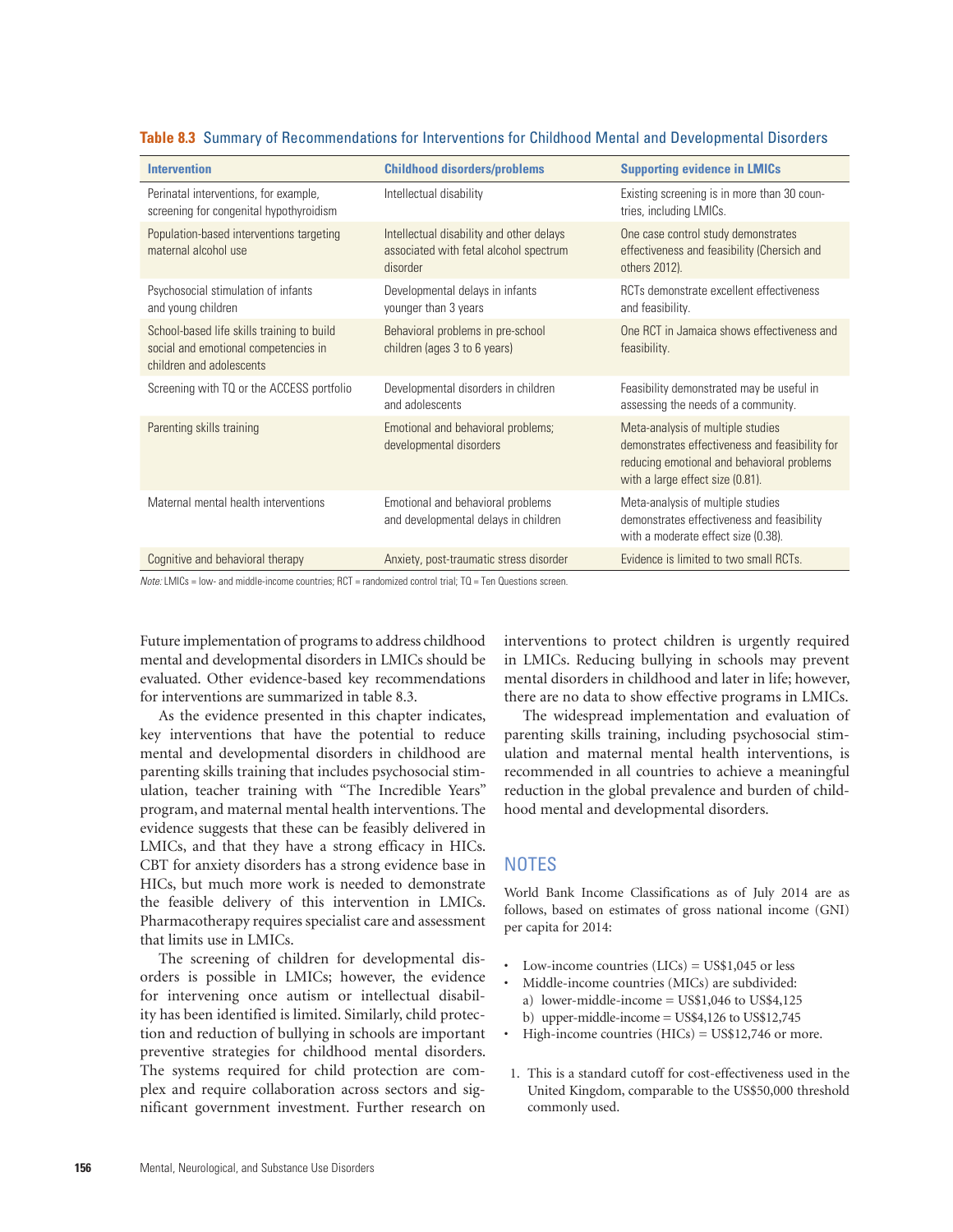**Table 8.3 Summary of Recommendations for Interventions for Childhood Mental and Developmental Disorders**

| Intervention | Childhood disorders/problems | Supporting evidence in LMICs |
|---|---|---|
| Perinatal interventions, for example, screening for congenital hypothyroidism | Intellectual disability | Existing screening is in more than 30 countries, including LMICs. |
| Population-based interventions targeting maternal alcohol use | Intellectual disability and other delays associated with fetal alcohol spectrum disorder | One case control study demonstrates effectiveness and feasibility (Chersich and others 2012). |
| Psychosocial stimulation of infants and young children | Developmental delays in infants younger than 3 years | RCTs demonstrate excellent effectiveness and feasibility. |
| School-based life skills training to build social and emotional competencies in children and adolescents | Behavioral problems in pre-school children (ages 3 to 6 years) | One RCT in Jamaica shows effectiveness and feasibility. |
| Screening with TQ or the ACCESS portfolio | Developmental disorders in children and adolescents | Feasibility demonstrated may be useful in assessing the needs of a community. |
| Parenting skills training | Emotional and behavioral problems; developmental disorders | Meta-analysis of multiple studies demonstrates effectiveness and feasibility for reducing emotional and behavioral problems with a large effect size (0.81). |
| Maternal mental health interventions | Emotional and behavioral problems and developmental delays in children | Meta-analysis of multiple studies demonstrates effectiveness and feasibility with a moderate effect size (0.38). |
| Cognitive and behavioral therapy | Anxiety, post-traumatic stress disorder | Evidence is limited to two small RCTs. |

*Note:* LMICs = low- and middle-income countries; RCT = randomized control trial; TQ = Ten Questions screen.

Future implementation of programs to address childhood mental and developmental disorders in LMICs should be evaluated. Other evidence-based key recommendations for interventions are summarized in table 8.3.

As the evidence presented in this chapter indicates, key interventions that have the potential to reduce mental and developmental disorders in childhood are parenting skills training that includes psychosocial stimulation, teacher training with "The Incredible Years" program, and maternal mental health interventions. The evidence suggests that these can be feasibly delivered in LMICs, and that they have a strong efficacy in HICs. CBT for anxiety disorders has a strong evidence base in HICs, but much more work is needed to demonstrate the feasible delivery of this intervention in LMICs. Pharmacotherapy requires specialist care and assessment that limits use in LMICs.

The screening of children for developmental disorders is possible in LMICs; however, the evidence for intervening once autism or intellectual disability has been identified is limited. Similarly, child protection and reduction of bullying in schools are important preventive strategies for childhood mental disorders. The systems required for child protection are complex and require collaboration across sectors and significant government investment. Further research on interventions to protect children is urgently required in LMICs. Reducing bullying in schools may prevent mental disorders in childhood and later in life; however, there are no data to show effective programs in LMICs.

The widespread implementation and evaluation of parenting skills training, including psychosocial stimulation and maternal mental health interventions, is recommended in all countries to achieve a meaningful reduction in the global prevalence and burden of childhood mental and developmental disorders.

## NOTES

World Bank Income Classifications as of July 2014 are as follows, based on estimates of gross national income (GNI) per capita for 2014:

- Low-income countries (LICs) = US$1,045 or less
- Middle-income countries (MICs) are subdivided:
  - a) lower-middle-income = US$1,046 to US$4,125
  - b) upper-middle-income = US$4,126 to US$12,745
- High-income countries (HICs) = US$12,746 or more.

1. This is a standard cutoff for cost-effectiveness used in the United Kingdom, comparable to the US$50,000 threshold commonly used.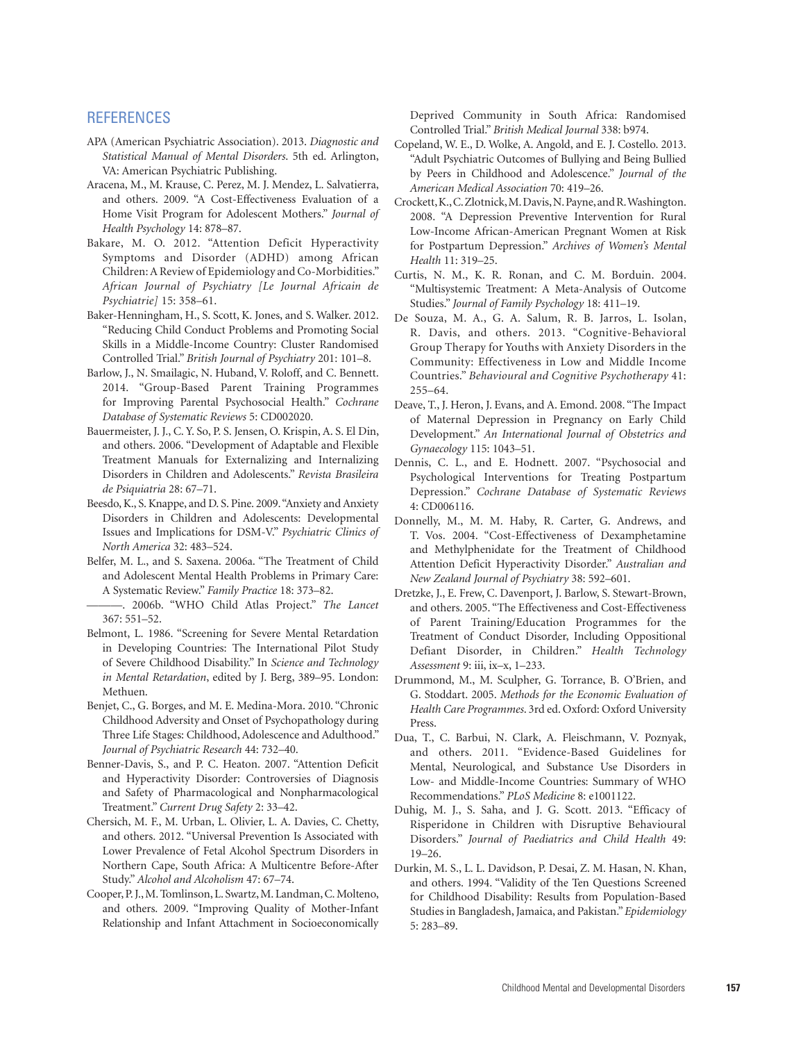## REFERENCES

APA (American Psychiatric Association). 2013. *Diagnostic and Statistical Manual of Mental Disorders*. 5th ed. Arlington, VA: American Psychiatric Publishing.

Aracena, M., M. Krause, C. Perez, M. J. Mendez, L. Salvatierra, and others. 2009. "A Cost-Effectiveness Evaluation of a Home Visit Program for Adolescent Mothers." *Journal of Health Psychology* 14: 878–87.

Bakare, M. O. 2012. "Attention Deficit Hyperactivity Symptoms and Disorder (ADHD) among African Children: A Review of Epidemiology and Co-Morbidities." *African Journal of Psychiatry [Le Journal Africain de Psychiatrie]* 15: 358–61.

Baker-Henningham, H., S. Scott, K. Jones, and S. Walker. 2012. "Reducing Child Conduct Problems and Promoting Social Skills in a Middle-Income Country: Cluster Randomised Controlled Trial." *British Journal of Psychiatry* 201: 101–8.

Barlow, J., N. Smailagic, N. Huband, V. Roloff, and C. Bennett. 2014. "Group-Based Parent Training Programmes for Improving Parental Psychosocial Health." *Cochrane Database of Systematic Reviews* 5: CD002020.

Bauermeister, J. J., C. Y. So, P. S. Jensen, O. Krispin, A. S. El Din, and others. 2006. "Development of Adaptable and Flexible Treatment Manuals for Externalizing and Internalizing Disorders in Children and Adolescents." *Revista Brasileira de Psiquiatria* 28: 67–71.

Beesdo, K., S. Knappe, and D. S. Pine. 2009. "Anxiety and Anxiety Disorders in Children and Adolescents: Developmental Issues and Implications for DSM-V." *Psychiatric Clinics of North America* 32: 483–524.

Belfer, M. L., and S. Saxena. 2006a. "The Treatment of Child and Adolescent Mental Health Problems in Primary Care: A Systematic Review." *Family Practice* 18: 373–82.

———. 2006b. "WHO Child Atlas Project." *The Lancet* 367: 551–52.

Belmont, L. 1986. "Screening for Severe Mental Retardation in Developing Countries: The International Pilot Study of Severe Childhood Disability." In *Science and Technology in Mental Retardation*, edited by J. Berg, 389–95. London: Methuen.

Benjet, C., G. Borges, and M. E. Medina-Mora. 2010. "Chronic Childhood Adversity and Onset of Psychopathology during Three Life Stages: Childhood, Adolescence and Adulthood." *Journal of Psychiatric Research* 44: 732–40.

Benner-Davis, S., and P. C. Heaton. 2007. "Attention Deficit and Hyperactivity Disorder: Controversies of Diagnosis and Safety of Pharmacological and Nonpharmacological Treatment." *Current Drug Safety* 2: 33–42.

Chersich, M. F., M. Urban, L. Olivier, L. A. Davies, C. Chetty, and others. 2012. "Universal Prevention Is Associated with Lower Prevalence of Fetal Alcohol Spectrum Disorders in Northern Cape, South Africa: A Multicentre Before-After Study." *Alcohol and Alcoholism* 47: 67–74.

Cooper, P. J., M. Tomlinson, L. Swartz, M. Landman, C. Molteno, and others. 2009. "Improving Quality of Mother-Infant Relationship and Infant Attachment in Socioeconomically Deprived Community in South Africa: Randomised Controlled Trial." *British Medical Journal* 338: b974.

Copeland, W. E., D. Wolke, A. Angold, and E. J. Costello. 2013. "Adult Psychiatric Outcomes of Bullying and Being Bullied by Peers in Childhood and Adolescence." *Journal of the American Medical Association* 70: 419–26.

Crockett, K., C. Zlotnick, M. Davis, N. Payne, and R. Washington. 2008. "A Depression Preventive Intervention for Rural Low-Income African-American Pregnant Women at Risk for Postpartum Depression." *Archives of Women's Mental Health* 11: 319–25.

Curtis, N. M., K. R. Ronan, and C. M. Borduin. 2004. "Multisystemic Treatment: A Meta-Analysis of Outcome Studies." *Journal of Family Psychology* 18: 411–19.

De Souza, M. A., G. A. Salum, R. B. Jarros, L. Isolan, R. Davis, and others. 2013. "Cognitive-Behavioral Group Therapy for Youths with Anxiety Disorders in the Community: Effectiveness in Low and Middle Income Countries." *Behavioural and Cognitive Psychotherapy* 41: 255–64.

Deave, T., J. Heron, J. Evans, and A. Emond. 2008. "The Impact of Maternal Depression in Pregnancy on Early Child Development." *An International Journal of Obstetrics and Gynaecology* 115: 1043–51.

Dennis, C. L., and E. Hodnett. 2007. "Psychosocial and Psychological Interventions for Treating Postpartum Depression." *Cochrane Database of Systematic Reviews* 4: CD006116.

Donnelly, M., M. M. Haby, R. Carter, G. Andrews, and T. Vos. 2004. "Cost-Effectiveness of Dexamphetamine and Methylphenidate for the Treatment of Childhood Attention Deficit Hyperactivity Disorder." *Australian and New Zealand Journal of Psychiatry* 38: 592–601.

Dretzke, J., E. Frew, C. Davenport, J. Barlow, S. Stewart-Brown, and others. 2005. "The Effectiveness and Cost-Effectiveness of Parent Training/Education Programmes for the Treatment of Conduct Disorder, Including Oppositional Defiant Disorder, in Children." *Health Technology Assessment* 9: iii, ix–x, 1–233.

Drummond, M., M. Sculpher, G. Torrance, B. O'Brien, and G. Stoddart. 2005. *Methods for the Economic Evaluation of Health Care Programmes*. 3rd ed. Oxford: Oxford University Press.

Dua, T., C. Barbui, N. Clark, A. Fleischmann, V. Poznyak, and others. 2011. "Evidence-Based Guidelines for Mental, Neurological, and Substance Use Disorders in Low- and Middle-Income Countries: Summary of WHO Recommendations." *PLoS Medicine* 8: e1001122.

Duhig, M. J., S. Saha, and J. G. Scott. 2013. "Efficacy of Risperidone in Children with Disruptive Behavioural Disorders." *Journal of Paediatrics and Child Health* 49: 19–26.

Durkin, M. S., L. L. Davidson, P. Desai, Z. M. Hasan, N. Khan, and others. 1994. "Validity of the Ten Questions Screened for Childhood Disability: Results from Population-Based Studies in Bangladesh, Jamaica, and Pakistan." *Epidemiology* 5: 283–89.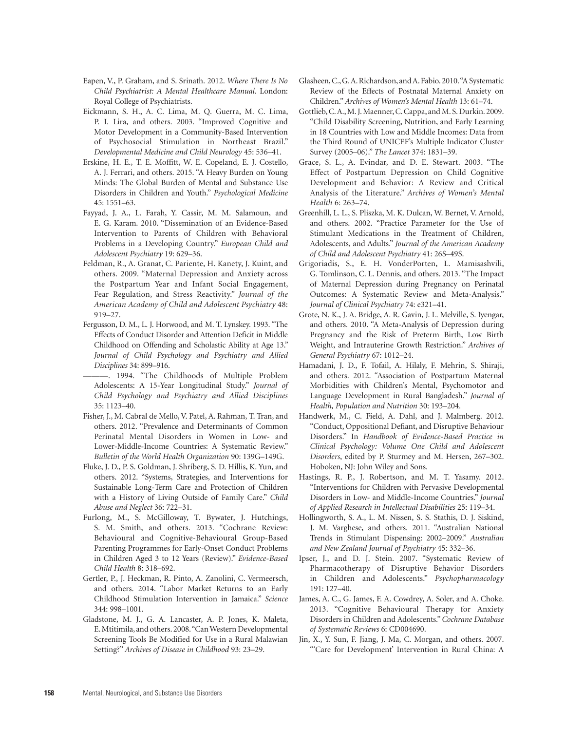Eapen, V., P. Graham, and S. Srinath. 2012. *Where There Is No Child Psychiatrist: A Mental Healthcare Manual.* London: Royal College of Psychiatrists.

Eickmann, S. H., A. C. Lima, M. Q. Guerra, M. C. Lima, P. I. Lira, and others. 2003. "Improved Cognitive and Motor Development in a Community-Based Intervention of Psychosocial Stimulation in Northeast Brazil." *Developmental Medicine and Child Neurology* 45: 536–41.

Erskine, H. E., T. E. Moffitt, W. E. Copeland, E. J. Costello, A. J. Ferrari, and others. 2015. "A Heavy Burden on Young Minds: The Global Burden of Mental and Substance Use Disorders in Children and Youth." *Psychological Medicine* 45: 1551–63.

Fayyad, J. A., L. Farah, Y. Cassir, M. M. Salamoun, and E. G. Karam. 2010. "Dissemination of an Evidence-Based Intervention to Parents of Children with Behavioral Problems in a Developing Country." *European Child and Adolescent Psychiatry* 19: 629–36.

Feldman, R., A. Granat, C. Pariente, H. Kanety, J. Kuint, and others. 2009. "Maternal Depression and Anxiety across the Postpartum Year and Infant Social Engagement, Fear Regulation, and Stress Reactivity." *Journal of the American Academy of Child and Adolescent Psychiatry* 48: 919–27.

Fergusson, D. M., L. J. Horwood, and M. T. Lynskey. 1993. "The Effects of Conduct Disorder and Attention Deficit in Middle Childhood on Offending and Scholastic Ability at Age 13." *Journal of Child Psychology and Psychiatry and Allied Disciplines* 34: 899–916.

———. 1994. "The Childhoods of Multiple Problem Adolescents: A 15-Year Longitudinal Study." *Journal of Child Psychology and Psychiatry and Allied Disciplines* 35: 1123–40.

Fisher, J., M. Cabral de Mello, V. Patel, A. Rahman, T. Tran, and others. 2012. "Prevalence and Determinants of Common Perinatal Mental Disorders in Women in Low- and Lower-Middle-Income Countries: A Systematic Review." *Bulletin of the World Health Organization* 90: 139G–149G.

Fluke, J. D., P. S. Goldman, J. Shriberg, S. D. Hillis, K. Yun, and others. 2012. "Systems, Strategies, and Interventions for Sustainable Long-Term Care and Protection of Children with a History of Living Outside of Family Care." *Child Abuse and Neglect* 36: 722–31.

Furlong, M., S. McGilloway, T. Bywater, J. Hutchings, S. M. Smith, and others. 2013. "Cochrane Review: Behavioural and Cognitive-Behavioural Group-Based Parenting Programmes for Early-Onset Conduct Problems in Children Aged 3 to 12 Years (Review)." *Evidence-Based Child Health* 8: 318–692.

Gertler, P., J. Heckman, R. Pinto, A. Zanolini, C. Vermeersch, and others. 2014. "Labor Market Returns to an Early Childhood Stimulation Intervention in Jamaica." *Science* 344: 998–1001.

Gladstone, M. J., G. A. Lancaster, A. P. Jones, K. Maleta, E. Mtitimila, and others. 2008. "Can Western Developmental Screening Tools Be Modified for Use in a Rural Malawian Setting?" *Archives of Disease in Childhood* 93: 23–29.

Glasheen, C., G. A. Richardson, and A. Fabio. 2010. "A Systematic Review of the Effects of Postnatal Maternal Anxiety on Children." *Archives of Women's Mental Health* 13: 61–74.

Gottlieb, C. A., M. J. Maenner, C. Cappa, and M. S. Durkin. 2009. "Child Disability Screening, Nutrition, and Early Learning in 18 Countries with Low and Middle Incomes: Data from the Third Round of UNICEF's Multiple Indicator Cluster Survey (2005–06)." *The Lancet* 374: 1831–39.

Grace, S. L., A. Evindar, and D. E. Stewart. 2003. "The Effect of Postpartum Depression on Child Cognitive Development and Behavior: A Review and Critical Analysis of the Literature." *Archives of Women's Mental Health* 6: 263–74.

Greenhill, L. L., S. Pliszka, M. K. Dulcan, W. Bernet, V. Arnold, and others. 2002. "Practice Parameter for the Use of Stimulant Medications in the Treatment of Children, Adolescents, and Adults." *Journal of the American Academy of Child and Adolescent Psychiatry* 41: 26S–49S.

Grigoriadis, S., E. H. VonderPorten, L. Mamisashvili, G. Tomlinson, C. L. Dennis, and others. 2013. "The Impact of Maternal Depression during Pregnancy on Perinatal Outcomes: A Systematic Review and Meta-Analysis." *Journal of Clinical Psychiatry* 74: e321–41.

Grote, N. K., J. A. Bridge, A. R. Gavin, J. L. Melville, S. Iyengar, and others. 2010. "A Meta-Analysis of Depression during Pregnancy and the Risk of Preterm Birth, Low Birth Weight, and Intrauterine Growth Restriction." *Archives of General Psychiatry* 67: 1012–24.

Hamadani, J. D., F. Tofail, A. Hilaly, F. Mehrin, S. Shiraji, and others. 2012. "Association of Postpartum Maternal Morbidities with Children's Mental, Psychomotor and Language Development in Rural Bangladesh." *Journal of Health, Population and Nutrition* 30: 193–204.

Handwerk, M., C. Field, A. Dahl, and J. Malmberg. 2012. "Conduct, Oppositional Defiant, and Disruptive Behaviour Disorders." In *Handbook of Evidence-Based Practice in Clinical Psychology: Volume One Child and Adolescent Disorders*, edited by P. Sturmey and M. Hersen, 267–302. Hoboken, NJ: John Wiley and Sons.

Hastings, R. P., J. Robertson, and M. T. Yasamy. 2012. "Interventions for Children with Pervasive Developmental Disorders in Low- and Middle-Income Countries." *Journal of Applied Research in Intellectual Disabilities* 25: 119–34.

Hollingworth, S. A., L. M. Nissen, S. S. Stathis, D. J. Siskind, J. M. Varghese, and others. 2011. "Australian National Trends in Stimulant Dispensing: 2002–2009." *Australian and New Zealand Journal of Psychiatry* 45: 332–36.

Ipser, J., and D. J. Stein. 2007. "Systematic Review of Pharmacotherapy of Disruptive Behavior Disorders in Children and Adolescents." *Psychopharmacology* 191: 127–40.

James, A. C., G. James, F. A. Cowdrey, A. Soler, and A. Choke. 2013. "Cognitive Behavioural Therapy for Anxiety Disorders in Children and Adolescents." *Cochrane Database of Systematic Reviews* 6: CD004690.

Jin, X., Y. Sun, F. Jiang, J. Ma, C. Morgan, and others. 2007. "'Care for Development' Intervention in Rural China: A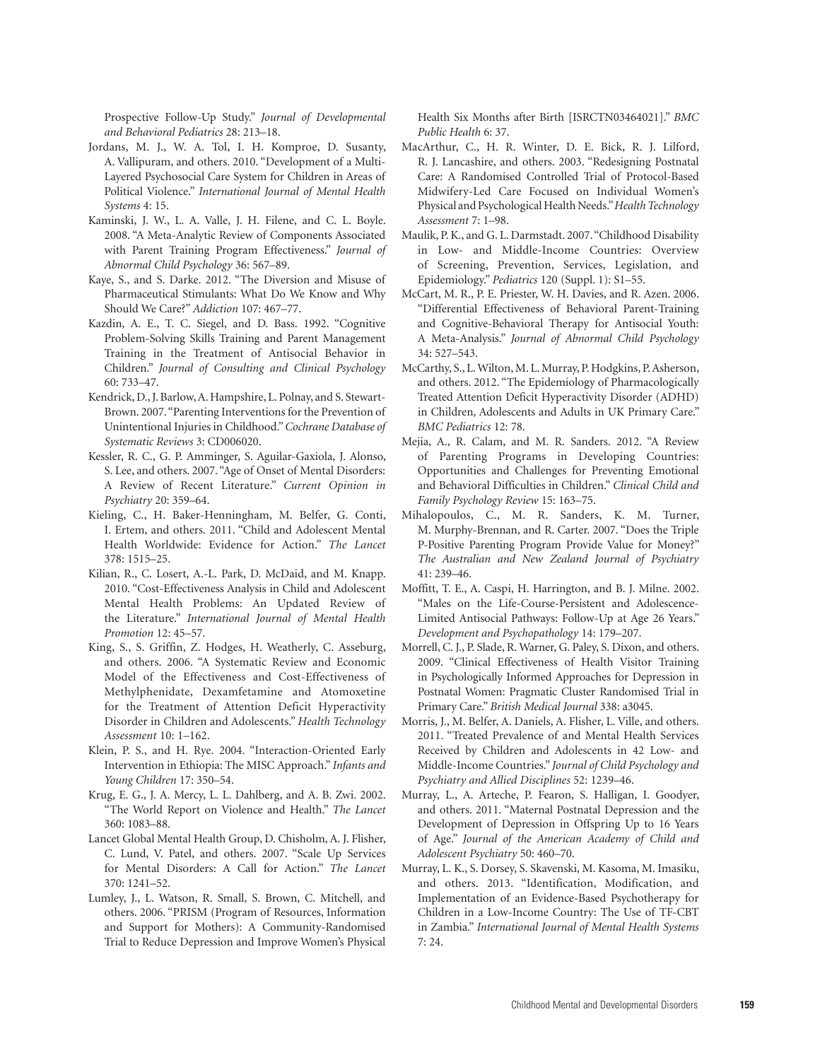Prospective Follow-Up Study." *Journal of Developmental and Behavioral Pediatrics* 28: 213–18.

Jordans, M. J., W. A. Tol, I. H. Komproe, D. Susanty, A. Vallipuram, and others. 2010. "Development of a Multi-Layered Psychosocial Care System for Children in Areas of Political Violence." *International Journal of Mental Health Systems* 4: 15.

Kaminski, J. W., L. A. Valle, J. H. Filene, and C. L. Boyle. 2008. "A Meta-Analytic Review of Components Associated with Parent Training Program Effectiveness." *Journal of Abnormal Child Psychology* 36: 567–89.

Kaye, S., and S. Darke. 2012. "The Diversion and Misuse of Pharmaceutical Stimulants: What Do We Know and Why Should We Care?" *Addiction* 107: 467–77.

Kazdin, A. E., T. C. Siegel, and D. Bass. 1992. "Cognitive Problem-Solving Skills Training and Parent Management Training in the Treatment of Antisocial Behavior in Children." *Journal of Consulting and Clinical Psychology* 60: 733–47.

Kendrick, D., J. Barlow, A. Hampshire, L. Polnay, and S. Stewart-Brown. 2007. "Parenting Interventions for the Prevention of Unintentional Injuries in Childhood." *Cochrane Database of Systematic Reviews* 3: CD006020.

Kessler, R. C., G. P. Amminger, S. Aguilar-Gaxiola, J. Alonso, S. Lee, and others. 2007. "Age of Onset of Mental Disorders: A Review of Recent Literature." *Current Opinion in Psychiatry* 20: 359–64.

Kieling, C., H. Baker-Henningham, M. Belfer, G. Conti, I. Ertem, and others. 2011. "Child and Adolescent Mental Health Worldwide: Evidence for Action." *The Lancet* 378: 1515–25.

Kilian, R., C. Losert, A.-L. Park, D. McDaid, and M. Knapp. 2010. "Cost-Effectiveness Analysis in Child and Adolescent Mental Health Problems: An Updated Review of the Literature." *International Journal of Mental Health Promotion* 12: 45–57.

King, S., S. Griffin, Z. Hodges, H. Weatherly, C. Asseburg, and others. 2006. "A Systematic Review and Economic Model of the Effectiveness and Cost-Effectiveness of Methylphenidate, Dexamfetamine and Atomoxetine for the Treatment of Attention Deficit Hyperactivity Disorder in Children and Adolescents." *Health Technology Assessment* 10: 1–162.

Klein, P. S., and H. Rye. 2004. "Interaction-Oriented Early Intervention in Ethiopia: The MISC Approach." *Infants and Young Children* 17: 350–54.

Krug, E. G., J. A. Mercy, L. L. Dahlberg, and A. B. Zwi. 2002. "The World Report on Violence and Health." *The Lancet* 360: 1083–88.

Lancet Global Mental Health Group, D. Chisholm, A. J. Flisher, C. Lund, V. Patel, and others. 2007. "Scale Up Services for Mental Disorders: A Call for Action." *The Lancet* 370: 1241–52.

Lumley, J., L. Watson, R. Small, S. Brown, C. Mitchell, and others. 2006. "PRISM (Program of Resources, Information and Support for Mothers): A Community-Randomised Trial to Reduce Depression and Improve Women's Physical Health Six Months after Birth [ISRCTN03464021]." *BMC Public Health* 6: 37.

MacArthur, C., H. R. Winter, D. E. Bick, R. J. Lilford, R. J. Lancashire, and others. 2003. "Redesigning Postnatal Care: A Randomised Controlled Trial of Protocol-Based Midwifery-Led Care Focused on Individual Women's Physical and Psychological Health Needs." *Health Technology Assessment* 7: 1–98.

Maulik, P. K., and G. L. Darmstadt. 2007. "Childhood Disability in Low- and Middle-Income Countries: Overview of Screening, Prevention, Services, Legislation, and Epidemiology." *Pediatrics* 120 (Suppl. 1): S1–55.

McCart, M. R., P. E. Priester, W. H. Davies, and R. Azen. 2006. "Differential Effectiveness of Behavioral Parent-Training and Cognitive-Behavioral Therapy for Antisocial Youth: A Meta-Analysis." *Journal of Abnormal Child Psychology* 34: 527–543.

McCarthy, S., L. Wilton, M. L. Murray, P. Hodgkins, P. Asherson, and others. 2012. "The Epidemiology of Pharmacologically Treated Attention Deficit Hyperactivity Disorder (ADHD) in Children, Adolescents and Adults in UK Primary Care." *BMC Pediatrics* 12: 78.

Mejia, A., R. Calam, and M. R. Sanders. 2012. "A Review of Parenting Programs in Developing Countries: Opportunities and Challenges for Preventing Emotional and Behavioral Difficulties in Children." *Clinical Child and Family Psychology Review* 15: 163–75.

Mihalopoulos, C., M. R. Sanders, K. M. Turner, M. Murphy-Brennan, and R. Carter. 2007. "Does the Triple P-Positive Parenting Program Provide Value for Money?" *The Australian and New Zealand Journal of Psychiatry* 41: 239–46.

Moffitt, T. E., A. Caspi, H. Harrington, and B. J. Milne. 2002. "Males on the Life-Course-Persistent and Adolescence-Limited Antisocial Pathways: Follow-Up at Age 26 Years." *Development and Psychopathology* 14: 179–207.

Morrell, C. J., P. Slade, R. Warner, G. Paley, S. Dixon, and others. 2009. "Clinical Effectiveness of Health Visitor Training in Psychologically Informed Approaches for Depression in Postnatal Women: Pragmatic Cluster Randomised Trial in Primary Care." *British Medical Journal* 338: a3045.

Morris, J., M. Belfer, A. Daniels, A. Flisher, L. Ville, and others. 2011. "Treated Prevalence of and Mental Health Services Received by Children and Adolescents in 42 Low- and Middle-Income Countries." *Journal of Child Psychology and Psychiatry and Allied Disciplines* 52: 1239–46.

Murray, L., A. Arteche, P. Fearon, S. Halligan, I. Goodyer, and others. 2011. "Maternal Postnatal Depression and the Development of Depression in Offspring Up to 16 Years of Age." *Journal of the American Academy of Child and Adolescent Psychiatry* 50: 460–70.

Murray, L. K., S. Dorsey, S. Skavenski, M. Kasoma, M. Imasiku, and others. 2013. "Identification, Modification, and Implementation of an Evidence-Based Psychotherapy for Children in a Low-Income Country: The Use of TF-CBT in Zambia." *International Journal of Mental Health Systems* 7: 24.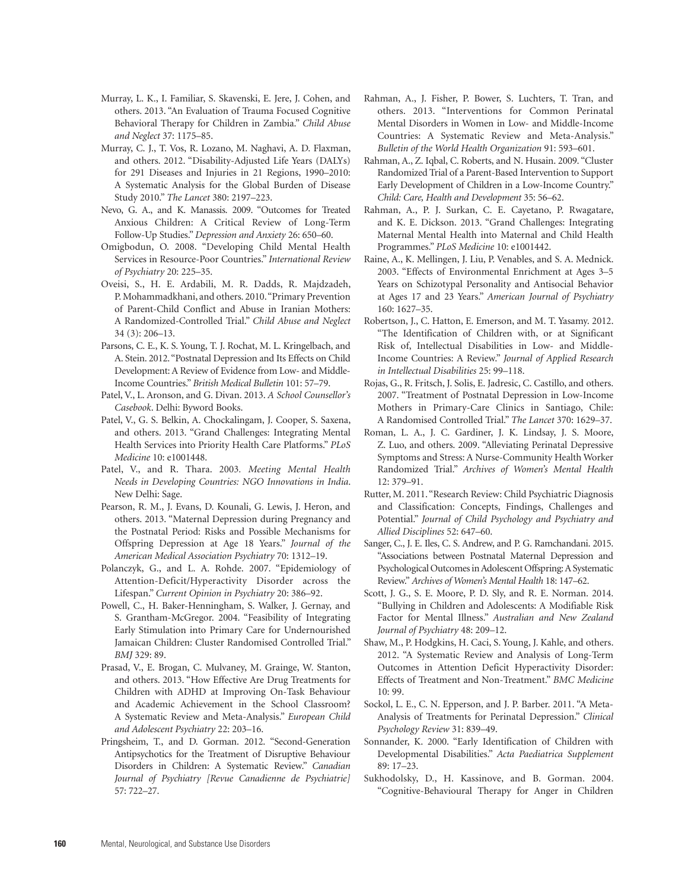Murray, L. K., I. Familiar, S. Skavenski, E. Jere, J. Cohen, and others. 2013. "An Evaluation of Trauma Focused Cognitive Behavioral Therapy for Children in Zambia." *Child Abuse and Neglect* 37: 1175–85.

Murray, C. J., T. Vos, R. Lozano, M. Naghavi, A. D. Flaxman, and others. 2012. "Disability-Adjusted Life Years (DALYs) for 291 Diseases and Injuries in 21 Regions, 1990–2010: A Systematic Analysis for the Global Burden of Disease Study 2010." *The Lancet* 380: 2197–223.

Nevo, G. A., and K. Manassis. 2009. "Outcomes for Treated Anxious Children: A Critical Review of Long-Term Follow-Up Studies." *Depression and Anxiety* 26: 650–60.

Omigbodun, O. 2008. "Developing Child Mental Health Services in Resource-Poor Countries." *International Review of Psychiatry* 20: 225–35.

Oveisi, S., H. E. Ardabili, M. R. Dadds, R. Majdzadeh, P. Mohammadkhani, and others. 2010. "Primary Prevention of Parent-Child Conflict and Abuse in Iranian Mothers: A Randomized-Controlled Trial." *Child Abuse and Neglect* 34 (3): 206–13.

Parsons, C. E., K. S. Young, T. J. Rochat, M. L. Kringelbach, and A. Stein. 2012. "Postnatal Depression and Its Effects on Child Development: A Review of Evidence from Low- and Middle-Income Countries." *British Medical Bulletin* 101: 57–79.

Patel, V., L. Aronson, and G. Divan. 2013. *A School Counsellor's Casebook*. Delhi: Byword Books.

Patel, V., G. S. Belkin, A. Chockalingam, J. Cooper, S. Saxena, and others. 2013. "Grand Challenges: Integrating Mental Health Services into Priority Health Care Platforms." *PLoS Medicine* 10: e1001448.

Patel, V., and R. Thara. 2003. *Meeting Mental Health Needs in Developing Countries: NGO Innovations in India*. New Delhi: Sage.

Pearson, R. M., J. Evans, D. Kounali, G. Lewis, J. Heron, and others. 2013. "Maternal Depression during Pregnancy and the Postnatal Period: Risks and Possible Mechanisms for Offspring Depression at Age 18 Years." *Journal of the American Medical Association Psychiatry* 70: 1312–19.

Polanczyk, G., and L. A. Rohde. 2007. "Epidemiology of Attention-Deficit/Hyperactivity Disorder across the Lifespan." *Current Opinion in Psychiatry* 20: 386–92.

Powell, C., H. Baker-Henningham, S. Walker, J. Gernay, and S. Grantham-McGregor. 2004. "Feasibility of Integrating Early Stimulation into Primary Care for Undernourished Jamaican Children: Cluster Randomised Controlled Trial." *BMJ* 329: 89.

Prasad, V., E. Brogan, C. Mulvaney, M. Grainge, W. Stanton, and others. 2013. "How Effective Are Drug Treatments for Children with ADHD at Improving On-Task Behaviour and Academic Achievement in the School Classroom? A Systematic Review and Meta-Analysis." *European Child and Adolescent Psychiatry* 22: 203–16.

Pringsheim, T., and D. Gorman. 2012. "Second-Generation Antipsychotics for the Treatment of Disruptive Behaviour Disorders in Children: A Systematic Review." *Canadian Journal of Psychiatry [Revue Canadienne de Psychiatrie]* 57: 722–27.

Rahman, A., J. Fisher, P. Bower, S. Luchters, T. Tran, and others. 2013. "Interventions for Common Perinatal Mental Disorders in Women in Low- and Middle-Income Countries: A Systematic Review and Meta-Analysis." *Bulletin of the World Health Organization* 91: 593–601.

Rahman, A., Z. Iqbal, C. Roberts, and N. Husain. 2009. "Cluster Randomized Trial of a Parent-Based Intervention to Support Early Development of Children in a Low-Income Country." *Child: Care, Health and Development* 35: 56–62.

Rahman, A., P. J. Surkan, C. E. Cayetano, P. Rwagatare, and K. E. Dickson. 2013. "Grand Challenges: Integrating Maternal Mental Health into Maternal and Child Health Programmes." *PLoS Medicine* 10: e1001442.

Raine, A., K. Mellingen, J. Liu, P. Venables, and S. A. Mednick. 2003. "Effects of Environmental Enrichment at Ages 3–5 Years on Schizotypal Personality and Antisocial Behavior at Ages 17 and 23 Years." *American Journal of Psychiatry* 160: 1627–35.

Robertson, J., C. Hatton, E. Emerson, and M. T. Yasamy. 2012. "The Identification of Children with, or at Significant Risk of, Intellectual Disabilities in Low- and Middle-Income Countries: A Review." *Journal of Applied Research in Intellectual Disabilities* 25: 99–118.

Rojas, G., R. Fritsch, J. Solis, E. Jadresic, C. Castillo, and others. 2007. "Treatment of Postnatal Depression in Low-Income Mothers in Primary-Care Clinics in Santiago, Chile: A Randomised Controlled Trial." *The Lancet* 370: 1629–37.

Roman, L. A., J. C. Gardiner, J. K. Lindsay, J. S. Moore, Z. Luo, and others. 2009. "Alleviating Perinatal Depressive Symptoms and Stress: A Nurse-Community Health Worker Randomized Trial." *Archives of Women's Mental Health* 12: 379–91.

Rutter, M. 2011. "Research Review: Child Psychiatric Diagnosis and Classification: Concepts, Findings, Challenges and Potential." *Journal of Child Psychology and Psychiatry and Allied Disciplines* 52: 647–60.

Sanger, C., J. E. Iles, C. S. Andrew, and P. G. Ramchandani. 2015. "Associations between Postnatal Maternal Depression and Psychological Outcomes in Adolescent Offspring: A Systematic Review." *Archives of Women's Mental Health* 18: 147–62.

Scott, J. G., S. E. Moore, P. D. Sly, and R. E. Norman. 2014. "Bullying in Children and Adolescents: A Modifiable Risk Factor for Mental Illness." *Australian and New Zealand Journal of Psychiatry* 48: 209–12.

Shaw, M., P. Hodgkins, H. Caci, S. Young, J. Kahle, and others. 2012. "A Systematic Review and Analysis of Long-Term Outcomes in Attention Deficit Hyperactivity Disorder: Effects of Treatment and Non-Treatment." *BMC Medicine* 10: 99.

Sockol, L. E., C. N. Epperson, and J. P. Barber. 2011. "A Meta-Analysis of Treatments for Perinatal Depression." *Clinical Psychology Review* 31: 839–49.

Sonnander, K. 2000. "Early Identification of Children with Developmental Disabilities." *Acta Paediatrica Supplement* 89: 17–23.

Sukhodolsky, D., H. Kassinove, and B. Gorman. 2004. "Cognitive-Behavioural Therapy for Anger in Children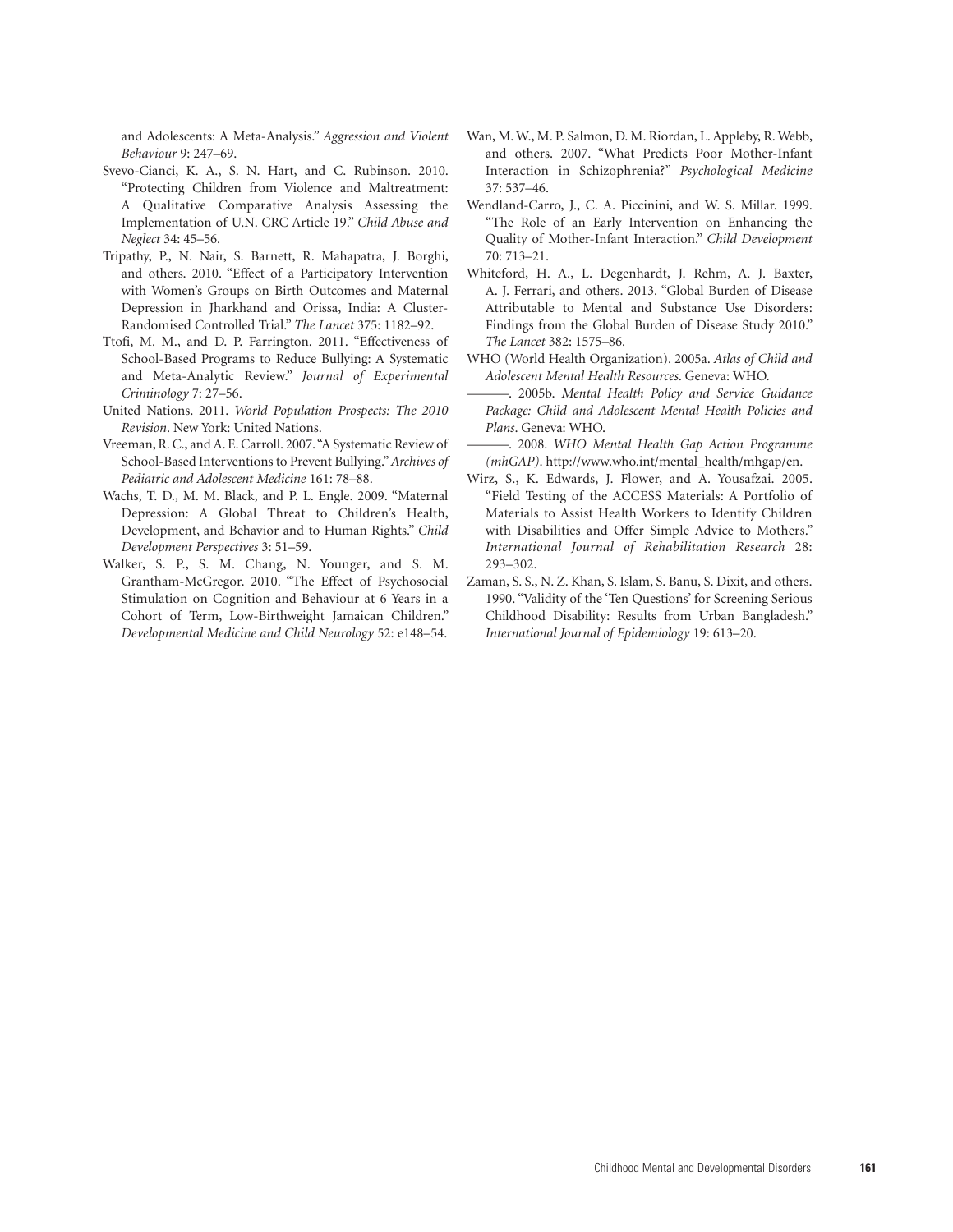and Adolescents: A Meta-Analysis." *Aggression and Violent Behaviour* 9: 247–69.

Svevo-Cianci, K. A., S. N. Hart, and C. Rubinson. 2010. "Protecting Children from Violence and Maltreatment: A Qualitative Comparative Analysis Assessing the Implementation of U.N. CRC Article 19." *Child Abuse and Neglect* 34: 45–56.

Tripathy, P., N. Nair, S. Barnett, R. Mahapatra, J. Borghi, and others. 2010. "Effect of a Participatory Intervention with Women's Groups on Birth Outcomes and Maternal Depression in Jharkhand and Orissa, India: A Cluster-Randomised Controlled Trial." *The Lancet* 375: 1182–92.

Ttofi, M. M., and D. P. Farrington. 2011. "Effectiveness of School-Based Programs to Reduce Bullying: A Systematic and Meta-Analytic Review." *Journal of Experimental Criminology* 7: 27–56.

United Nations. 2011. *World Population Prospects: The 2010 Revision*. New York: United Nations.

Vreeman, R. C., and A. E. Carroll. 2007. "A Systematic Review of School-Based Interventions to Prevent Bullying." *Archives of Pediatric and Adolescent Medicine* 161: 78–88.

Wachs, T. D., M. M. Black, and P. L. Engle. 2009. "Maternal Depression: A Global Threat to Children's Health, Development, and Behavior and to Human Rights." *Child Development Perspectives* 3: 51–59.

Walker, S. P., S. M. Chang, N. Younger, and S. M. Grantham-McGregor. 2010. "The Effect of Psychosocial Stimulation on Cognition and Behaviour at 6 Years in a Cohort of Term, Low-Birthweight Jamaican Children." *Developmental Medicine and Child Neurology* 52: e148–54.

Wan, M. W., M. P. Salmon, D. M. Riordan, L. Appleby, R. Webb, and others. 2007. "What Predicts Poor Mother-Infant Interaction in Schizophrenia?" *Psychological Medicine* 37: 537–46.

Wendland-Carro, J., C. A. Piccinini, and W. S. Millar. 1999. "The Role of an Early Intervention on Enhancing the Quality of Mother-Infant Interaction." *Child Development* 70: 713–21.

Whiteford, H. A., L. Degenhardt, J. Rehm, A. J. Baxter, A. J. Ferrari, and others. 2013. "Global Burden of Disease Attributable to Mental and Substance Use Disorders: Findings from the Global Burden of Disease Study 2010." *The Lancet* 382: 1575–86.

WHO (World Health Organization). 2005a. *Atlas of Child and Adolescent Mental Health Resources*. Geneva: WHO.

———. 2005b. *Mental Health Policy and Service Guidance Package: Child and Adolescent Mental Health Policies and Plans*. Geneva: WHO.

———. 2008. *WHO Mental Health Gap Action Programme (mhGAP)*. http://www.who.int/mental_health/mhgap/en.

Wirz, S., K. Edwards, J. Flower, and A. Yousafzai. 2005. "Field Testing of the ACCESS Materials: A Portfolio of Materials to Assist Health Workers to Identify Children with Disabilities and Offer Simple Advice to Mothers." *International Journal of Rehabilitation Research* 28: 293–302.

Zaman, S. S., N. Z. Khan, S. Islam, S. Banu, S. Dixit, and others. 1990. "Validity of the 'Ten Questions' for Screening Serious Childhood Disability: Results from Urban Bangladesh." *International Journal of Epidemiology* 19: 613–20.